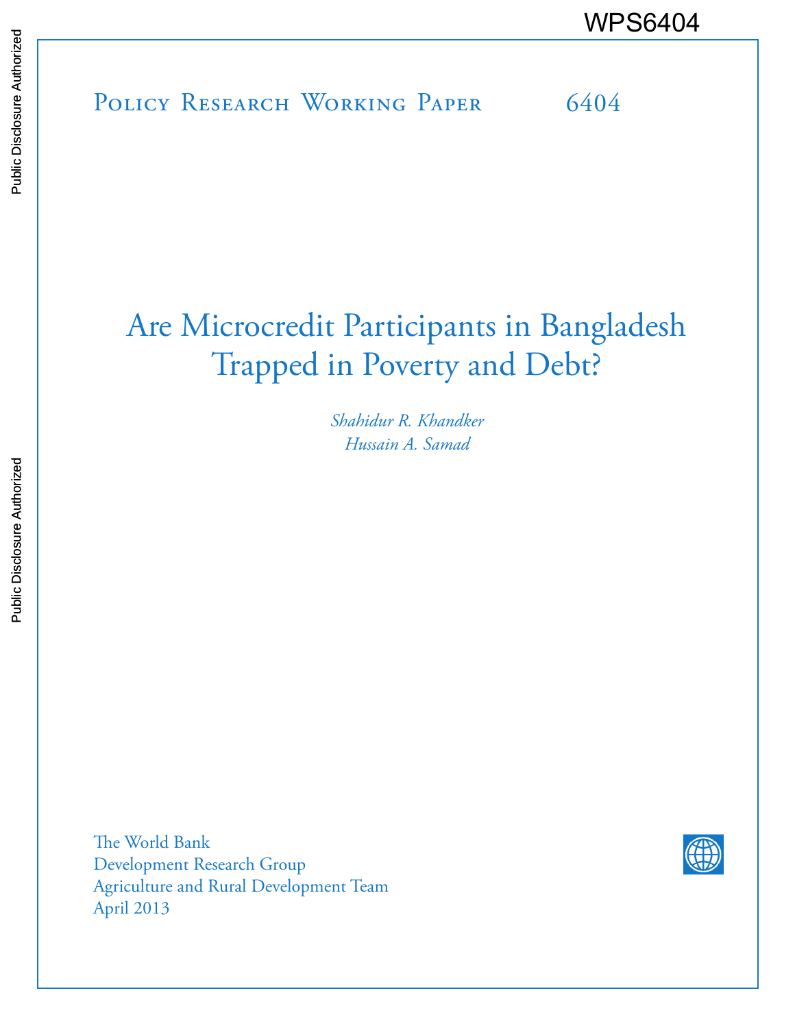WPS6404

Policy Research Working Paper 6404

# Are Microcredit Participants in Bangladesh Trapped in Poverty and Debt?

*Shahidur R. Khandker*
*Hussain A. Samad*

The World Bank
Development Research Group
Agriculture and Rural Development Team
April 2013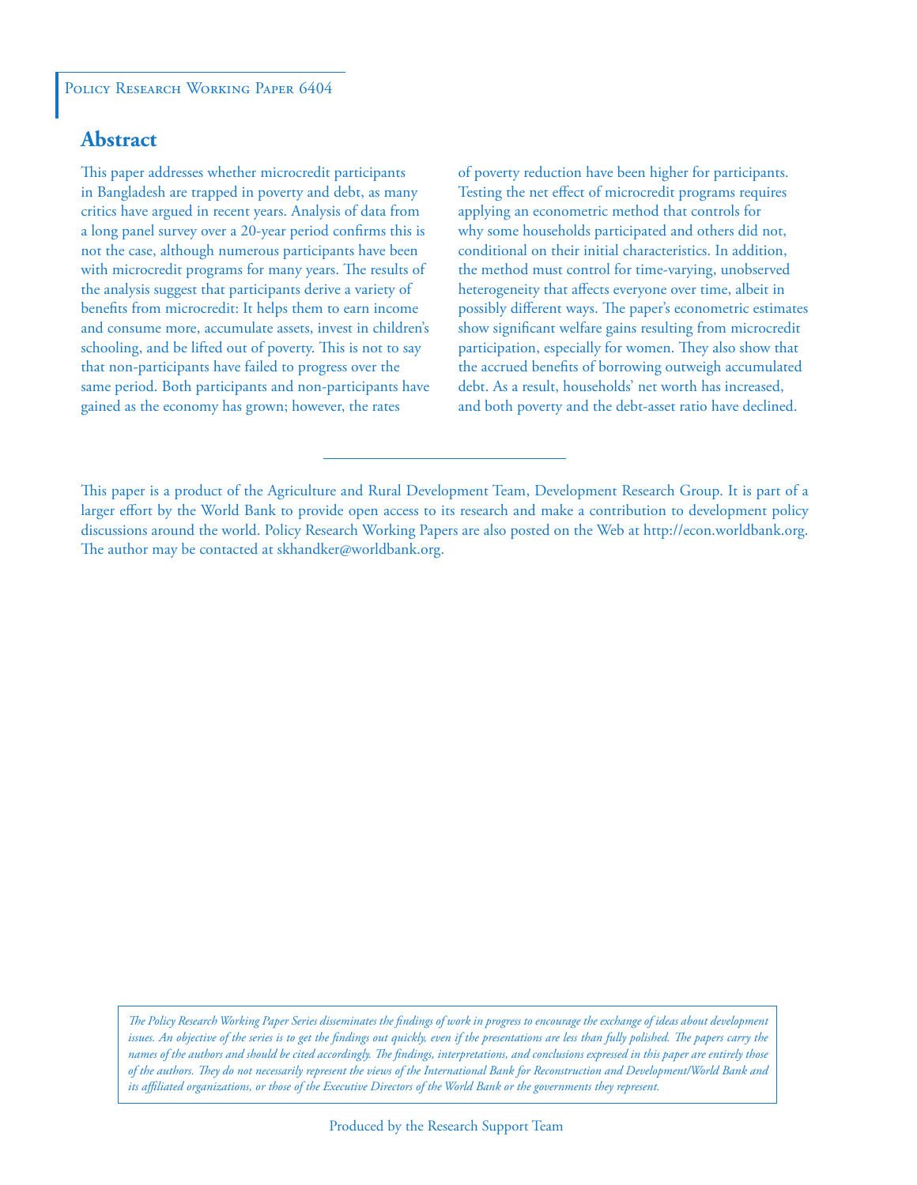Policy Research Working Paper 6404

## Abstract

This paper addresses whether microcredit participants in Bangladesh are trapped in poverty and debt, as many critics have argued in recent years. Analysis of data from a long panel survey over a 20-year period confirms this is not the case, although numerous participants have been with microcredit programs for many years. The results of the analysis suggest that participants derive a variety of benefits from microcredit: It helps them to earn income and consume more, accumulate assets, invest in children's schooling, and be lifted out of poverty. This is not to say that non-participants have failed to progress over the same period. Both participants and non-participants have gained as the economy has grown; however, the rates of poverty reduction have been higher for participants. Testing the net effect of microcredit programs requires applying an econometric method that controls for why some households participated and others did not, conditional on their initial characteristics. In addition, the method must control for time-varying, unobserved heterogeneity that affects everyone over time, albeit in possibly different ways. The paper's econometric estimates show significant welfare gains resulting from microcredit participation, especially for women. They also show that the accrued benefits of borrowing outweigh accumulated debt. As a result, households' net worth has increased, and both poverty and the debt-asset ratio have declined.

This paper is a product of the Agriculture and Rural Development Team, Development Research Group. It is part of a larger effort by the World Bank to provide open access to its research and make a contribution to development policy discussions around the world. Policy Research Working Papers are also posted on the Web at http://econ.worldbank.org. The author may be contacted at skhandker@worldbank.org.

*The Policy Research Working Paper Series disseminates the findings of work in progress to encourage the exchange of ideas about development issues. An objective of the series is to get the findings out quickly, even if the presentations are less than fully polished. The papers carry the names of the authors and should be cited accordingly. The findings, interpretations, and conclusions expressed in this paper are entirely those of the authors. They do not necessarily represent the views of the International Bank for Reconstruction and Development/World Bank and its affiliated organizations, or those of the Executive Directors of the World Bank or the governments they represent.*

Produced by the Research Support Team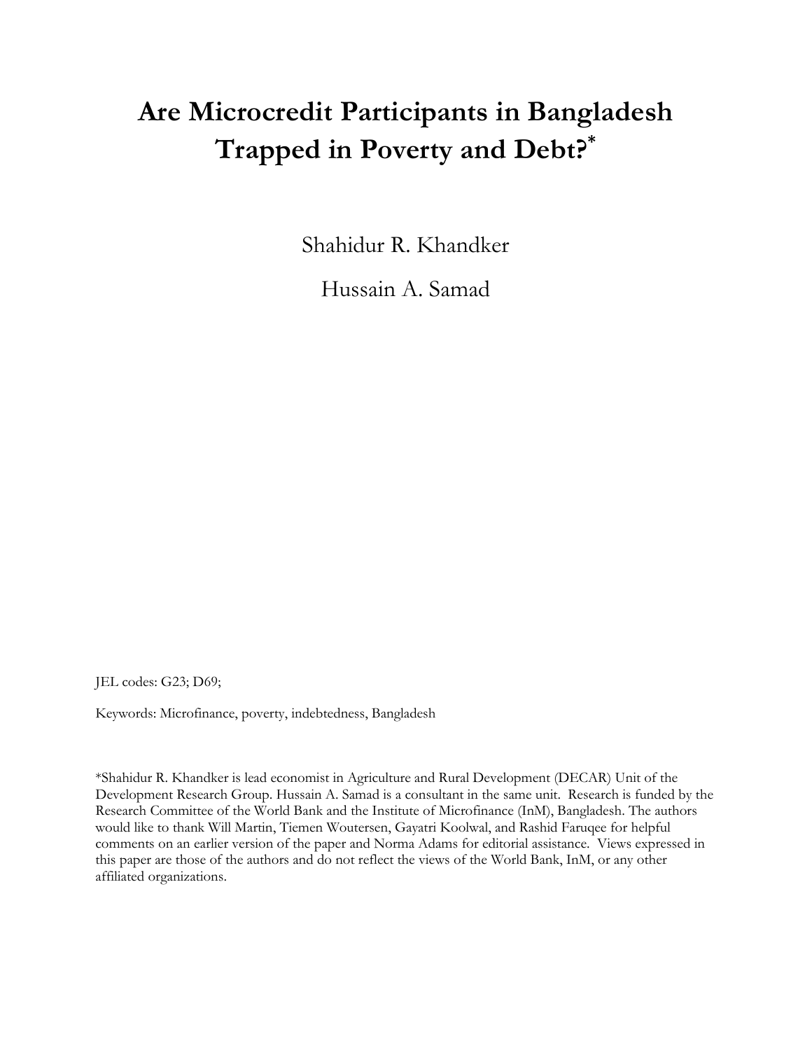# Are Microcredit Participants in Bangladesh Trapped in Poverty and Debt?*

Shahidur R. Khandker

Hussain A. Samad

JEL codes: G23; D69;

Keywords: Microfinance, poverty, indebtedness, Bangladesh

*Shahidur R. Khandker is lead economist in Agriculture and Rural Development (DECAR) Unit of the Development Research Group. Hussain A. Samad is a consultant in the same unit. Research is funded by the Research Committee of the World Bank and the Institute of Microfinance (InM), Bangladesh. The authors would like to thank Will Martin, Tiemen Woutersen, Gayatri Koolwal, and Rashid Faruqee for helpful comments on an earlier version of the paper and Norma Adams for editorial assistance. Views expressed in this paper are those of the authors and do not reflect the views of the World Bank, InM, or any other affiliated organizations.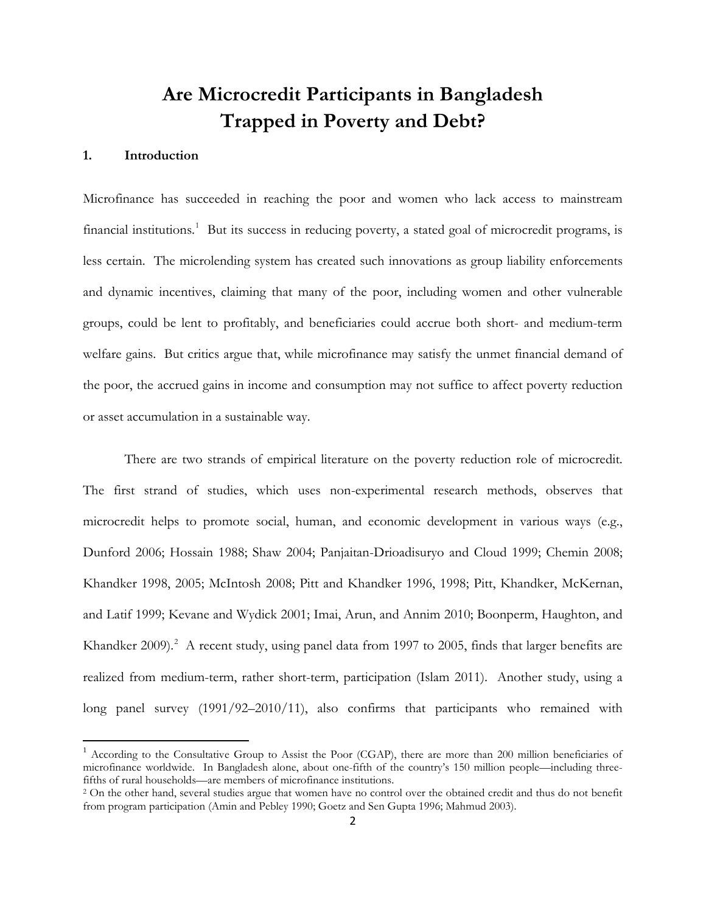# Are Microcredit Participants in Bangladesh Trapped in Poverty and Debt?

## 1. Introduction

Microfinance has succeeded in reaching the poor and women who lack access to mainstream financial institutions.[1] But its success in reducing poverty, a stated goal of microcredit programs, is less certain. The microlending system has created such innovations as group liability enforcements and dynamic incentives, claiming that many of the poor, including women and other vulnerable groups, could be lent to profitably, and beneficiaries could accrue both short- and medium-term welfare gains. But critics argue that, while microfinance may satisfy the unmet financial demand of the poor, the accrued gains in income and consumption may not suffice to affect poverty reduction or asset accumulation in a sustainable way.

There are two strands of empirical literature on the poverty reduction role of microcredit. The first strand of studies, which uses non-experimental research methods, observes that microcredit helps to promote social, human, and economic development in various ways (e.g., Dunford 2006; Hossain 1988; Shaw 2004; Panjaitan-Drioadisuryo and Cloud 1999; Chemin 2008; Khandker 1998, 2005; McIntosh 2008; Pitt and Khandker 1996, 1998; Pitt, Khandker, McKernan, and Latif 1999; Kevane and Wydick 2001; Imai, Arun, and Annim 2010; Boonperm, Haughton, and Khandker 2009).[2] A recent study, using panel data from 1997 to 2005, finds that larger benefits are realized from medium-term, rather short-term, participation (Islam 2011). Another study, using a long panel survey (1991/92–2010/11), also confirms that participants who remained with

[1] According to the Consultative Group to Assist the Poor (CGAP), there are more than 200 million beneficiaries of microfinance worldwide. In Bangladesh alone, about one-fifth of the country's 150 million people—including three-fifths of rural households—are members of microfinance institutions.

[2] On the other hand, several studies argue that women have no control over the obtained credit and thus do not benefit from program participation (Amin and Pebley 1990; Goetz and Sen Gupta 1996; Mahmud 2003).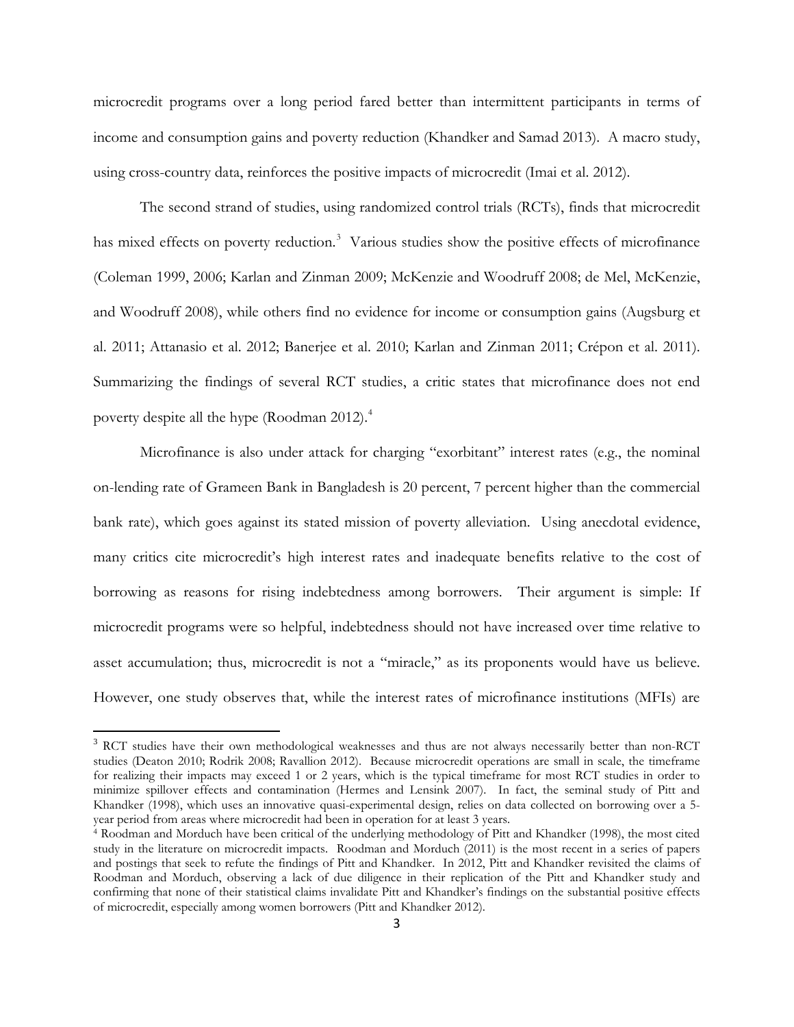microcredit programs over a long period fared better than intermittent participants in terms of income and consumption gains and poverty reduction (Khandker and Samad 2013). A macro study, using cross-country data, reinforces the positive impacts of microcredit (Imai et al. 2012).

The second strand of studies, using randomized control trials (RCTs), finds that microcredit has mixed effects on poverty reduction.[3] Various studies show the positive effects of microfinance (Coleman 1999, 2006; Karlan and Zinman 2009; McKenzie and Woodruff 2008; de Mel, McKenzie, and Woodruff 2008), while others find no evidence for income or consumption gains (Augsburg et al. 2011; Attanasio et al. 2012; Banerjee et al. 2010; Karlan and Zinman 2011; Crépon et al. 2011). Summarizing the findings of several RCT studies, a critic states that microfinance does not end poverty despite all the hype (Roodman 2012).[4]

Microfinance is also under attack for charging "exorbitant" interest rates (e.g., the nominal on-lending rate of Grameen Bank in Bangladesh is 20 percent, 7 percent higher than the commercial bank rate), which goes against its stated mission of poverty alleviation. Using anecdotal evidence, many critics cite microcredit's high interest rates and inadequate benefits relative to the cost of borrowing as reasons for rising indebtedness among borrowers. Their argument is simple: If microcredit programs were so helpful, indebtedness should not have increased over time relative to asset accumulation; thus, microcredit is not a "miracle," as its proponents would have us believe. However, one study observes that, while the interest rates of microfinance institutions (MFIs) are

---

[3] RCT studies have their own methodological weaknesses and thus are not always necessarily better than non-RCT studies (Deaton 2010; Rodrik 2008; Ravallion 2012). Because microcredit operations are small in scale, the timeframe for realizing their impacts may exceed 1 or 2 years, which is the typical timeframe for most RCT studies in order to minimize spillover effects and contamination (Hermes and Lensink 2007). In fact, the seminal study of Pitt and Khandker (1998), which uses an innovative quasi-experimental design, relies on data collected on borrowing over a 5-year period from areas where microcredit had been in operation for at least 3 years.

[4] Roodman and Morduch have been critical of the underlying methodology of Pitt and Khandker (1998), the most cited study in the literature on microcredit impacts. Roodman and Morduch (2011) is the most recent in a series of papers and postings that seek to refute the findings of Pitt and Khandker. In 2012, Pitt and Khandker revisited the claims of Roodman and Morduch, observing a lack of due diligence in their replication of the Pitt and Khandker study and confirming that none of their statistical claims invalidate Pitt and Khandker's findings on the substantial positive effects of microcredit, especially among women borrowers (Pitt and Khandker 2012).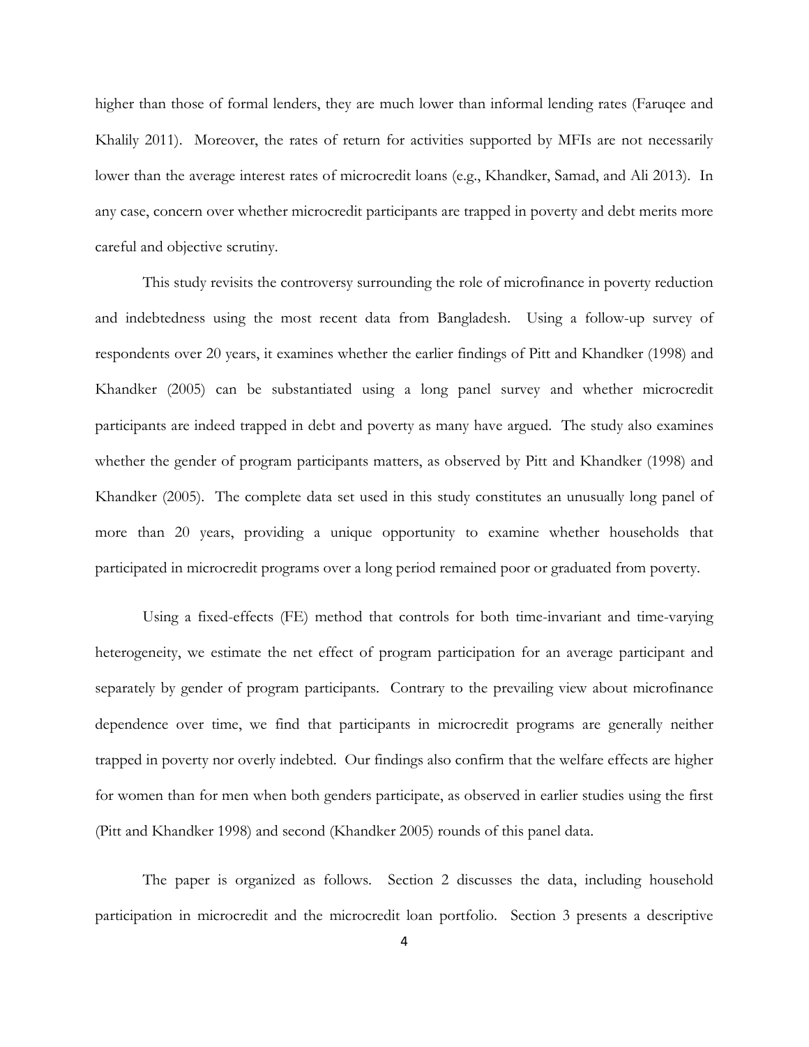higher than those of formal lenders, they are much lower than informal lending rates (Faruqee and Khalily 2011). Moreover, the rates of return for activities supported by MFIs are not necessarily lower than the average interest rates of microcredit loans (e.g., Khandker, Samad, and Ali 2013). In any case, concern over whether microcredit participants are trapped in poverty and debt merits more careful and objective scrutiny.

This study revisits the controversy surrounding the role of microfinance in poverty reduction and indebtedness using the most recent data from Bangladesh. Using a follow-up survey of respondents over 20 years, it examines whether the earlier findings of Pitt and Khandker (1998) and Khandker (2005) can be substantiated using a long panel survey and whether microcredit participants are indeed trapped in debt and poverty as many have argued. The study also examines whether the gender of program participants matters, as observed by Pitt and Khandker (1998) and Khandker (2005). The complete data set used in this study constitutes an unusually long panel of more than 20 years, providing a unique opportunity to examine whether households that participated in microcredit programs over a long period remained poor or graduated from poverty.

Using a fixed-effects (FE) method that controls for both time-invariant and time-varying heterogeneity, we estimate the net effect of program participation for an average participant and separately by gender of program participants. Contrary to the prevailing view about microfinance dependence over time, we find that participants in microcredit programs are generally neither trapped in poverty nor overly indebted. Our findings also confirm that the welfare effects are higher for women than for men when both genders participate, as observed in earlier studies using the first (Pitt and Khandker 1998) and second (Khandker 2005) rounds of this panel data.

The paper is organized as follows. Section 2 discusses the data, including household participation in microcredit and the microcredit loan portfolio. Section 3 presents a descriptive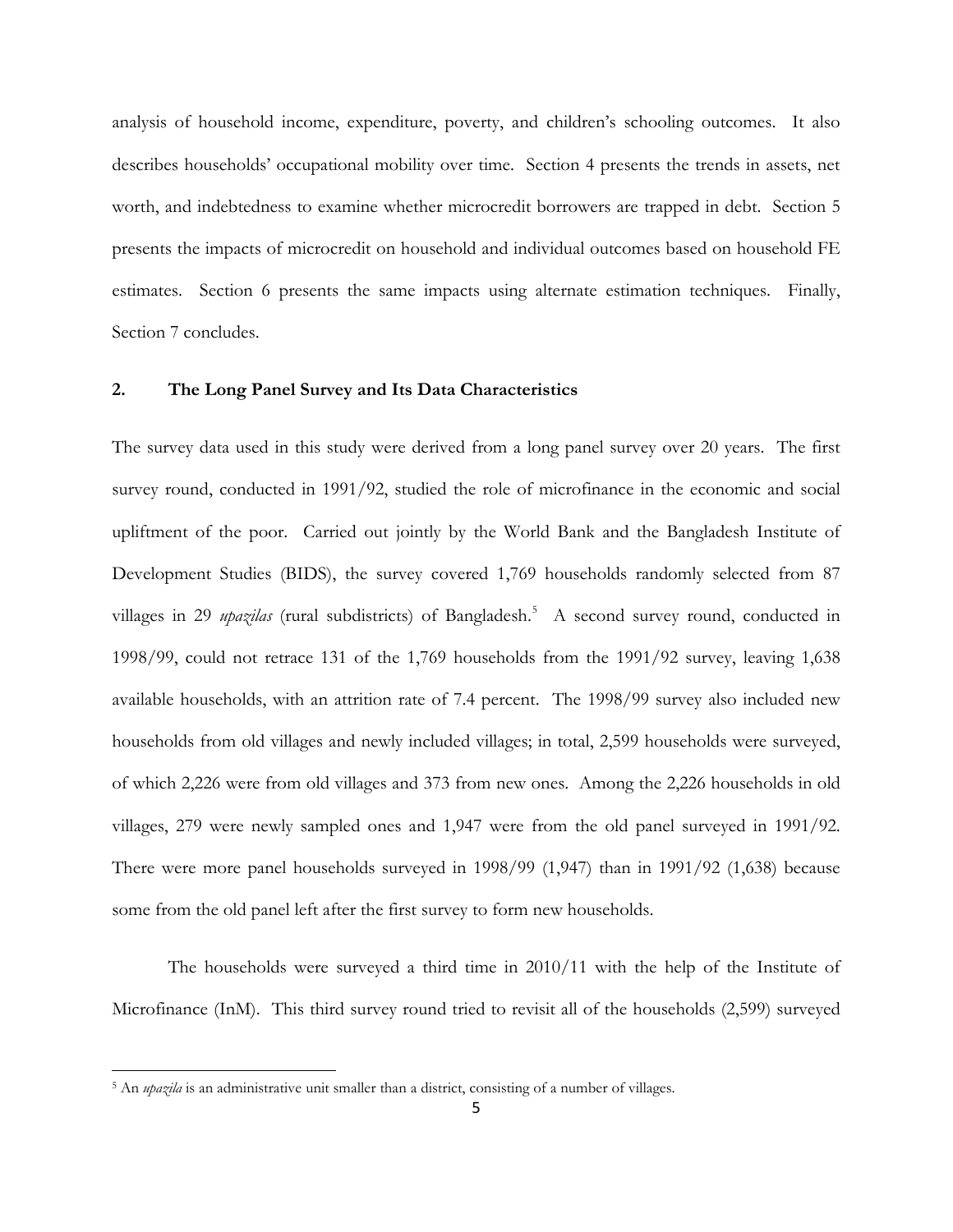analysis of household income, expenditure, poverty, and children's schooling outcomes. It also describes households' occupational mobility over time. Section 4 presents the trends in assets, net worth, and indebtedness to examine whether microcredit borrowers are trapped in debt. Section 5 presents the impacts of microcredit on household and individual outcomes based on household FE estimates. Section 6 presents the same impacts using alternate estimation techniques. Finally, Section 7 concludes.

## 2. The Long Panel Survey and Its Data Characteristics

The survey data used in this study were derived from a long panel survey over 20 years. The first survey round, conducted in 1991/92, studied the role of microfinance in the economic and social upliftment of the poor. Carried out jointly by the World Bank and the Bangladesh Institute of Development Studies (BIDS), the survey covered 1,769 households randomly selected from 87 villages in 29 *upazilas* (rural subdistricts) of Bangladesh.[5] A second survey round, conducted in 1998/99, could not retrace 131 of the 1,769 households from the 1991/92 survey, leaving 1,638 available households, with an attrition rate of 7.4 percent. The 1998/99 survey also included new households from old villages and newly included villages; in total, 2,599 households were surveyed, of which 2,226 were from old villages and 373 from new ones. Among the 2,226 households in old villages, 279 were newly sampled ones and 1,947 were from the old panel surveyed in 1991/92. There were more panel households surveyed in 1998/99 (1,947) than in 1991/92 (1,638) because some from the old panel left after the first survey to form new households.

The households were surveyed a third time in 2010/11 with the help of the Institute of Microfinance (InM). This third survey round tried to revisit all of the households (2,599) surveyed

[5] An *upazila* is an administrative unit smaller than a district, consisting of a number of villages.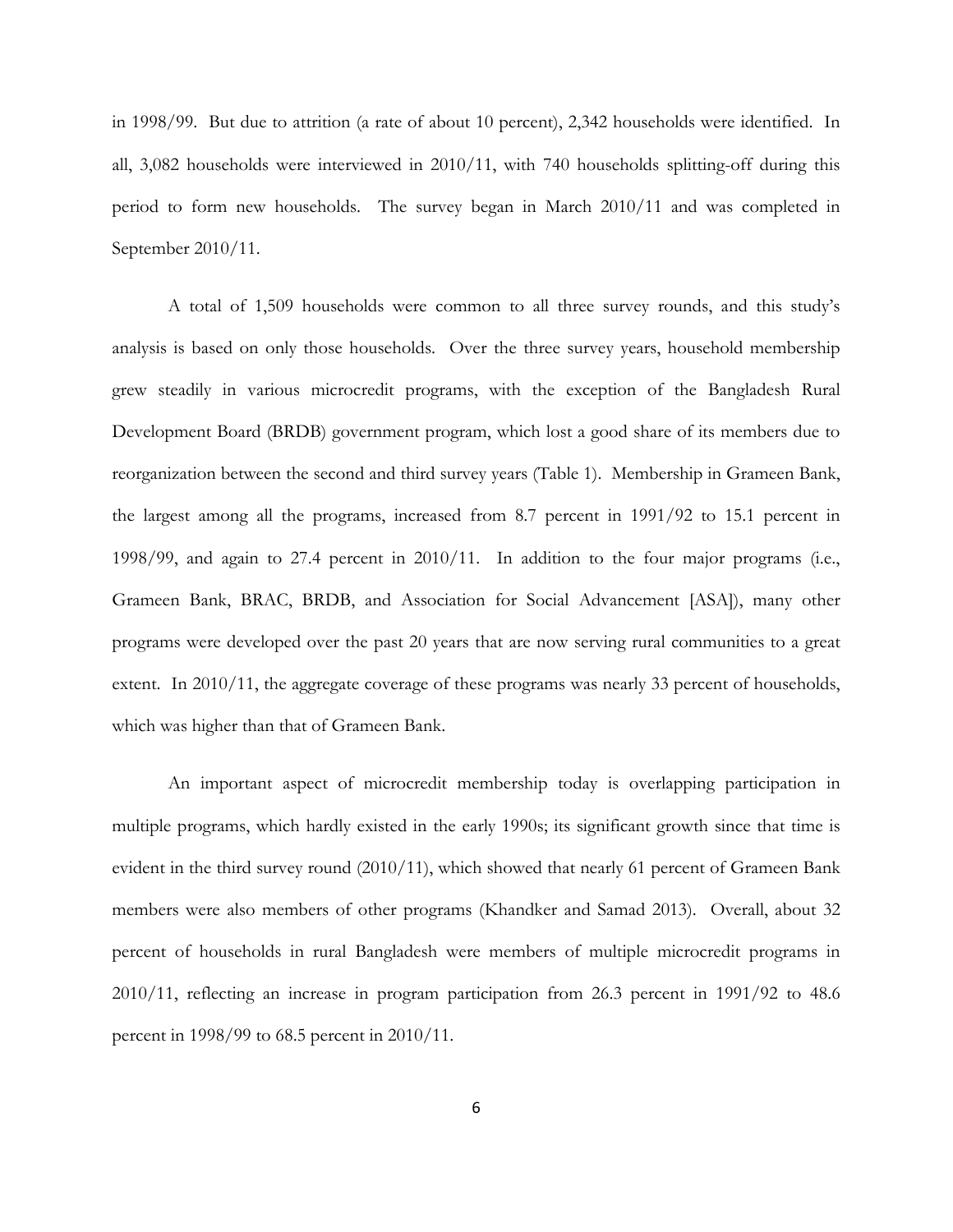in 1998/99. But due to attrition (a rate of about 10 percent), 2,342 households were identified. In all, 3,082 households were interviewed in 2010/11, with 740 households splitting-off during this period to form new households. The survey began in March 2010/11 and was completed in September 2010/11.

A total of 1,509 households were common to all three survey rounds, and this study's analysis is based on only those households. Over the three survey years, household membership grew steadily in various microcredit programs, with the exception of the Bangladesh Rural Development Board (BRDB) government program, which lost a good share of its members due to reorganization between the second and third survey years (Table 1). Membership in Grameen Bank, the largest among all the programs, increased from 8.7 percent in 1991/92 to 15.1 percent in 1998/99, and again to 27.4 percent in 2010/11. In addition to the four major programs (i.e., Grameen Bank, BRAC, BRDB, and Association for Social Advancement [ASA]), many other programs were developed over the past 20 years that are now serving rural communities to a great extent. In 2010/11, the aggregate coverage of these programs was nearly 33 percent of households, which was higher than that of Grameen Bank.

An important aspect of microcredit membership today is overlapping participation in multiple programs, which hardly existed in the early 1990s; its significant growth since that time is evident in the third survey round (2010/11), which showed that nearly 61 percent of Grameen Bank members were also members of other programs (Khandker and Samad 2013). Overall, about 32 percent of households in rural Bangladesh were members of multiple microcredit programs in 2010/11, reflecting an increase in program participation from 26.3 percent in 1991/92 to 48.6 percent in 1998/99 to 68.5 percent in 2010/11.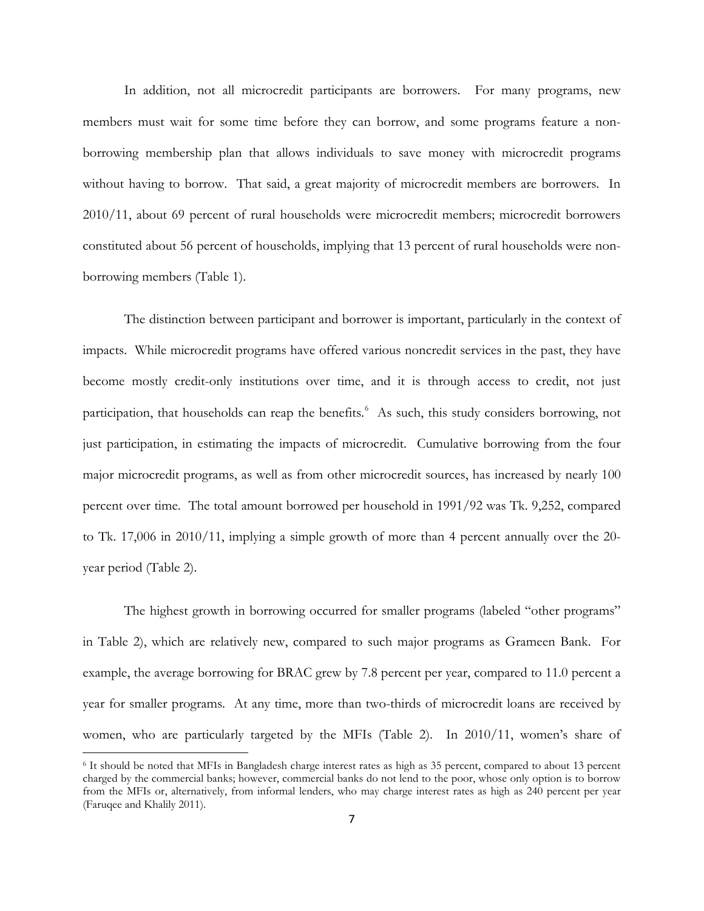In addition, not all microcredit participants are borrowers. For many programs, new members must wait for some time before they can borrow, and some programs feature a non-borrowing membership plan that allows individuals to save money with microcredit programs without having to borrow. That said, a great majority of microcredit members are borrowers. In 2010/11, about 69 percent of rural households were microcredit members; microcredit borrowers constituted about 56 percent of households, implying that 13 percent of rural households were non-borrowing members (Table 1).

The distinction between participant and borrower is important, particularly in the context of impacts. While microcredit programs have offered various noncredit services in the past, they have become mostly credit-only institutions over time, and it is through access to credit, not just participation, that households can reap the benefits.[6] As such, this study considers borrowing, not just participation, in estimating the impacts of microcredit. Cumulative borrowing from the four major microcredit programs, as well as from other microcredit sources, has increased by nearly 100 percent over time. The total amount borrowed per household in 1991/92 was Tk. 9,252, compared to Tk. 17,006 in 2010/11, implying a simple growth of more than 4 percent annually over the 20-year period (Table 2).

The highest growth in borrowing occurred for smaller programs (labeled "other programs" in Table 2), which are relatively new, compared to such major programs as Grameen Bank. For example, the average borrowing for BRAC grew by 7.8 percent per year, compared to 11.0 percent a year for smaller programs. At any time, more than two-thirds of microcredit loans are received by women, who are particularly targeted by the MFIs (Table 2). In 2010/11, women's share of

[6] It should be noted that MFIs in Bangladesh charge interest rates as high as 35 percent, compared to about 13 percent charged by the commercial banks; however, commercial banks do not lend to the poor, whose only option is to borrow from the MFIs or, alternatively, from informal lenders, who may charge interest rates as high as 240 percent per year (Faruqee and Khalily 2011).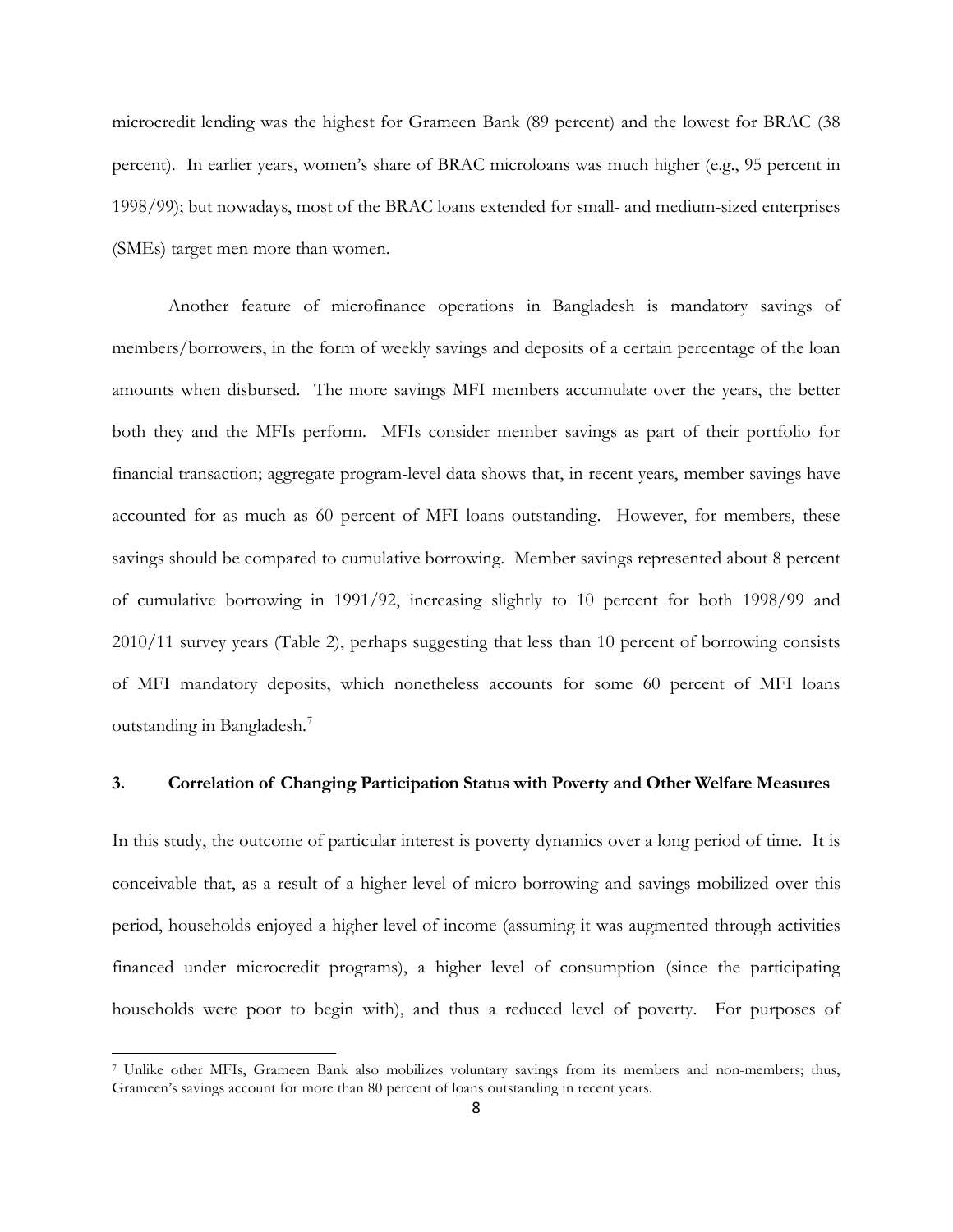microcredit lending was the highest for Grameen Bank (89 percent) and the lowest for BRAC (38 percent). In earlier years, women's share of BRAC microloans was much higher (e.g., 95 percent in 1998/99); but nowadays, most of the BRAC loans extended for small- and medium-sized enterprises (SMEs) target men more than women.

Another feature of microfinance operations in Bangladesh is mandatory savings of members/borrowers, in the form of weekly savings and deposits of a certain percentage of the loan amounts when disbursed. The more savings MFI members accumulate over the years, the better both they and the MFIs perform. MFIs consider member savings as part of their portfolio for financial transaction; aggregate program-level data shows that, in recent years, member savings have accounted for as much as 60 percent of MFI loans outstanding. However, for members, these savings should be compared to cumulative borrowing. Member savings represented about 8 percent of cumulative borrowing in 1991/92, increasing slightly to 10 percent for both 1998/99 and 2010/11 survey years (Table 2), perhaps suggesting that less than 10 percent of borrowing consists of MFI mandatory deposits, which nonetheless accounts for some 60 percent of MFI loans outstanding in Bangladesh.[7]

## 3. Correlation of Changing Participation Status with Poverty and Other Welfare Measures

In this study, the outcome of particular interest is poverty dynamics over a long period of time. It is conceivable that, as a result of a higher level of micro-borrowing and savings mobilized over this period, households enjoyed a higher level of income (assuming it was augmented through activities financed under microcredit programs), a higher level of consumption (since the participating households were poor to begin with), and thus a reduced level of poverty. For purposes of

[7] Unlike other MFIs, Grameen Bank also mobilizes voluntary savings from its members and non-members; thus, Grameen's savings account for more than 80 percent of loans outstanding in recent years.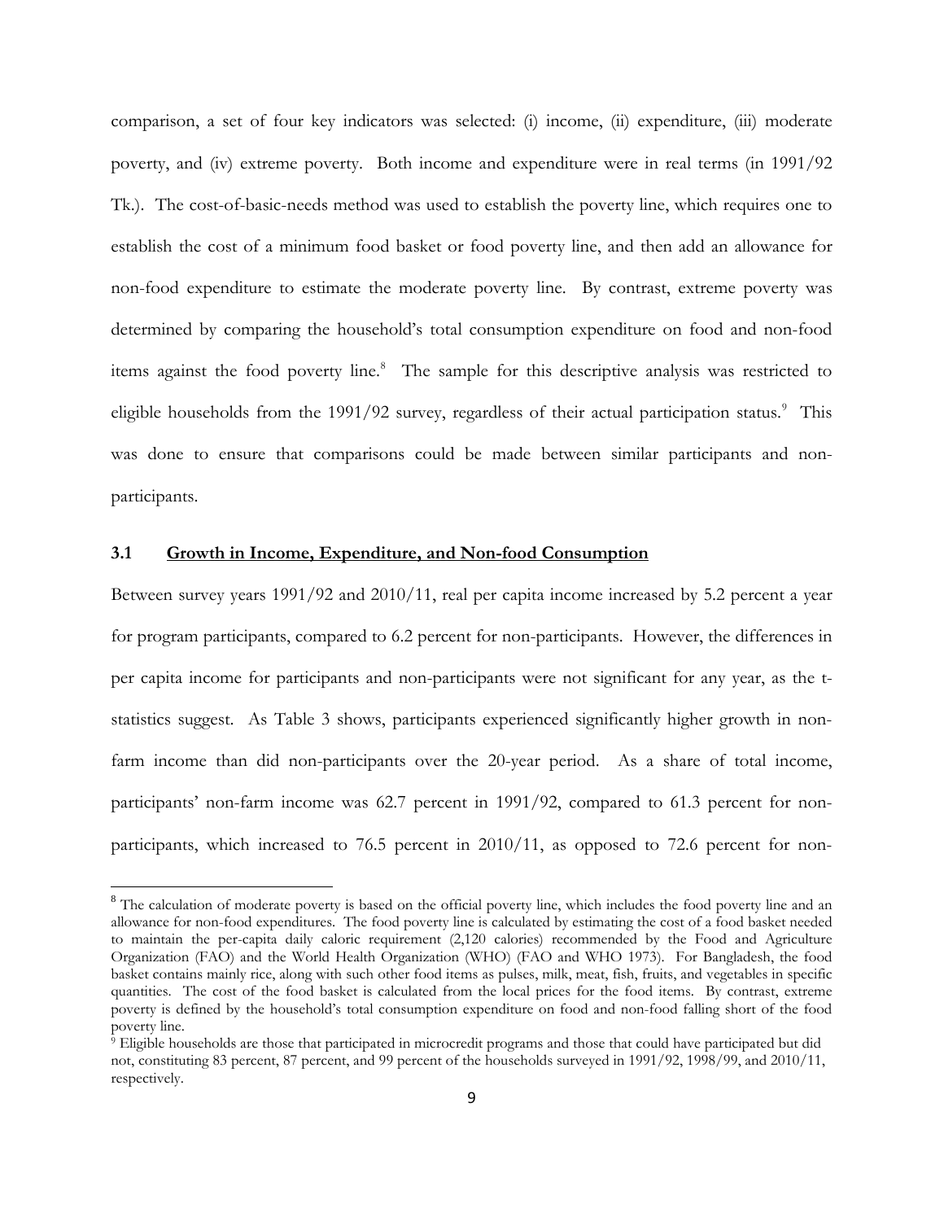comparison, a set of four key indicators was selected: (i) income, (ii) expenditure, (iii) moderate poverty, and (iv) extreme poverty. Both income and expenditure were in real terms (in 1991/92 Tk.). The cost-of-basic-needs method was used to establish the poverty line, which requires one to establish the cost of a minimum food basket or food poverty line, and then add an allowance for non-food expenditure to estimate the moderate poverty line. By contrast, extreme poverty was determined by comparing the household's total consumption expenditure on food and non-food items against the food poverty line.[8] The sample for this descriptive analysis was restricted to eligible households from the 1991/92 survey, regardless of their actual participation status.[9] This was done to ensure that comparisons could be made between similar participants and non-participants.

### 3.1 Growth in Income, Expenditure, and Non-food Consumption

Between survey years 1991/92 and 2010/11, real per capita income increased by 5.2 percent a year for program participants, compared to 6.2 percent for non-participants. However, the differences in per capita income for participants and non-participants were not significant for any year, as the t-statistics suggest. As Table 3 shows, participants experienced significantly higher growth in non-farm income than did non-participants over the 20-year period. As a share of total income, participants' non-farm income was 62.7 percent in 1991/92, compared to 61.3 percent for non-participants, which increased to 76.5 percent in 2010/11, as opposed to 72.6 percent for non-

---

[8] The calculation of moderate poverty is based on the official poverty line, which includes the food poverty line and an allowance for non-food expenditures. The food poverty line is calculated by estimating the cost of a food basket needed to maintain the per-capita daily caloric requirement (2,120 calories) recommended by the Food and Agriculture Organization (FAO) and the World Health Organization (WHO) (FAO and WHO 1973). For Bangladesh, the food basket contains mainly rice, along with such other food items as pulses, milk, meat, fish, fruits, and vegetables in specific quantities. The cost of the food basket is calculated from the local prices for the food items. By contrast, extreme poverty is defined by the household's total consumption expenditure on food and non-food falling short of the food poverty line.

[9] Eligible households are those that participated in microcredit programs and those that could have participated but did not, constituting 83 percent, 87 percent, and 99 percent of the households surveyed in 1991/92, 1998/99, and 2010/11, respectively.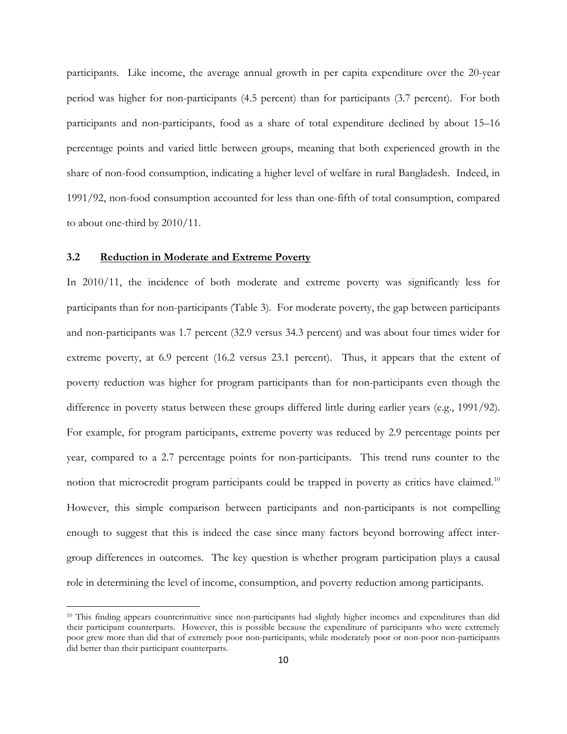participants. Like income, the average annual growth in per capita expenditure over the 20-year period was higher for non-participants (4.5 percent) than for participants (3.7 percent). For both participants and non-participants, food as a share of total expenditure declined by about 15–16 percentage points and varied little between groups, meaning that both experienced growth in the share of non-food consumption, indicating a higher level of welfare in rural Bangladesh. Indeed, in 1991/92, non-food consumption accounted for less than one-fifth of total consumption, compared to about one-third by 2010/11.

### 3.2 Reduction in Moderate and Extreme Poverty

In 2010/11, the incidence of both moderate and extreme poverty was significantly less for participants than for non-participants (Table 3). For moderate poverty, the gap between participants and non-participants was 1.7 percent (32.9 versus 34.3 percent) and was about four times wider for extreme poverty, at 6.9 percent (16.2 versus 23.1 percent). Thus, it appears that the extent of poverty reduction was higher for program participants than for non-participants even though the difference in poverty status between these groups differed little during earlier years (e.g., 1991/92). For example, for program participants, extreme poverty was reduced by 2.9 percentage points per year, compared to a 2.7 percentage points for non-participants. This trend runs counter to the notion that microcredit program participants could be trapped in poverty as critics have claimed.[10] However, this simple comparison between participants and non-participants is not compelling enough to suggest that this is indeed the case since many factors beyond borrowing affect inter-group differences in outcomes. The key question is whether program participation plays a causal role in determining the level of income, consumption, and poverty reduction among participants.

[10] This finding appears counterintuitive since non-participants had slightly higher incomes and expenditures than did their participant counterparts. However, this is possible because the expenditure of participants who were extremely poor grew more than did that of extremely poor non-participants, while moderately poor or non-poor non-participants did better than their participant counterparts.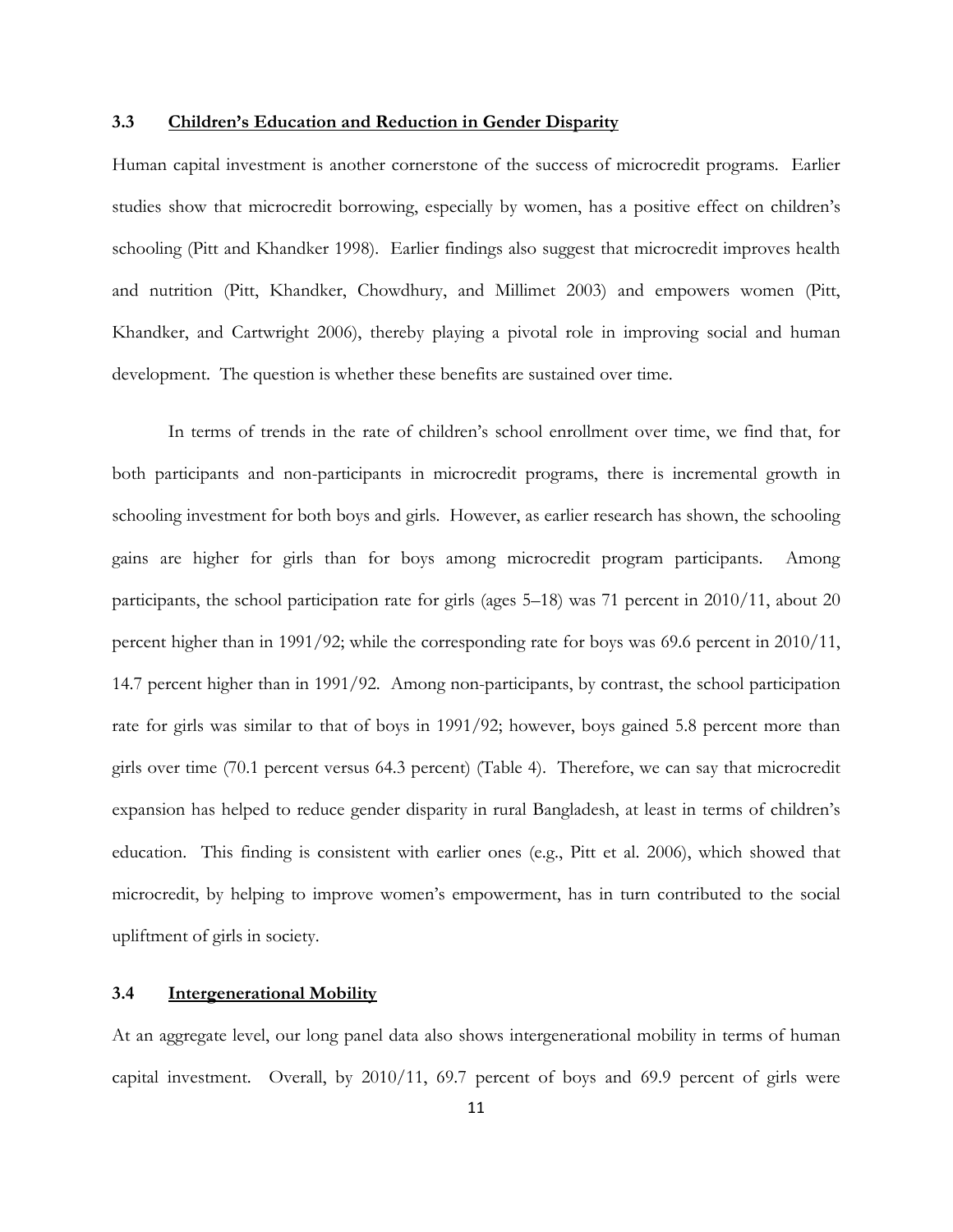### 3.3 Children's Education and Reduction in Gender Disparity

Human capital investment is another cornerstone of the success of microcredit programs. Earlier studies show that microcredit borrowing, especially by women, has a positive effect on children's schooling (Pitt and Khandker 1998). Earlier findings also suggest that microcredit improves health and nutrition (Pitt, Khandker, Chowdhury, and Millimet 2003) and empowers women (Pitt, Khandker, and Cartwright 2006), thereby playing a pivotal role in improving social and human development. The question is whether these benefits are sustained over time.

In terms of trends in the rate of children's school enrollment over time, we find that, for both participants and non-participants in microcredit programs, there is incremental growth in schooling investment for both boys and girls. However, as earlier research has shown, the schooling gains are higher for girls than for boys among microcredit program participants. Among participants, the school participation rate for girls (ages 5–18) was 71 percent in 2010/11, about 20 percent higher than in 1991/92; while the corresponding rate for boys was 69.6 percent in 2010/11, 14.7 percent higher than in 1991/92. Among non-participants, by contrast, the school participation rate for girls was similar to that of boys in 1991/92; however, boys gained 5.8 percent more than girls over time (70.1 percent versus 64.3 percent) (Table 4). Therefore, we can say that microcredit expansion has helped to reduce gender disparity in rural Bangladesh, at least in terms of children's education. This finding is consistent with earlier ones (e.g., Pitt et al. 2006), which showed that microcredit, by helping to improve women's empowerment, has in turn contributed to the social upliftment of girls in society.

### 3.4 Intergenerational Mobility

At an aggregate level, our long panel data also shows intergenerational mobility in terms of human capital investment. Overall, by 2010/11, 69.7 percent of boys and 69.9 percent of girls were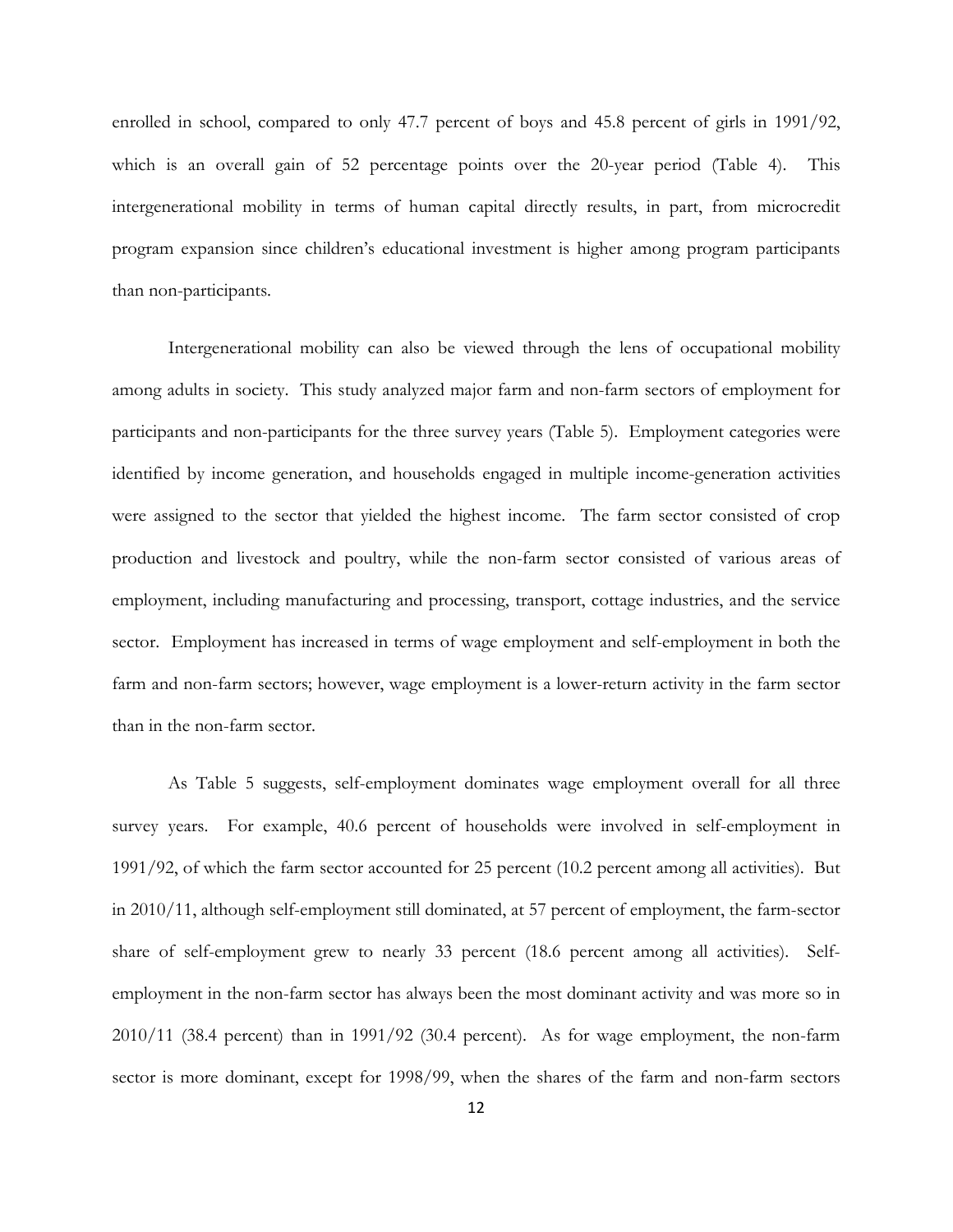enrolled in school, compared to only 47.7 percent of boys and 45.8 percent of girls in 1991/92, which is an overall gain of 52 percentage points over the 20-year period (Table 4). This intergenerational mobility in terms of human capital directly results, in part, from microcredit program expansion since children's educational investment is higher among program participants than non-participants.

Intergenerational mobility can also be viewed through the lens of occupational mobility among adults in society. This study analyzed major farm and non-farm sectors of employment for participants and non-participants for the three survey years (Table 5). Employment categories were identified by income generation, and households engaged in multiple income-generation activities were assigned to the sector that yielded the highest income. The farm sector consisted of crop production and livestock and poultry, while the non-farm sector consisted of various areas of employment, including manufacturing and processing, transport, cottage industries, and the service sector. Employment has increased in terms of wage employment and self-employment in both the farm and non-farm sectors; however, wage employment is a lower-return activity in the farm sector than in the non-farm sector.

As Table 5 suggests, self-employment dominates wage employment overall for all three survey years. For example, 40.6 percent of households were involved in self-employment in 1991/92, of which the farm sector accounted for 25 percent (10.2 percent among all activities). But in 2010/11, although self-employment still dominated, at 57 percent of employment, the farm-sector share of self-employment grew to nearly 33 percent (18.6 percent among all activities). Self-employment in the non-farm sector has always been the most dominant activity and was more so in 2010/11 (38.4 percent) than in 1991/92 (30.4 percent). As for wage employment, the non-farm sector is more dominant, except for 1998/99, when the shares of the farm and non-farm sectors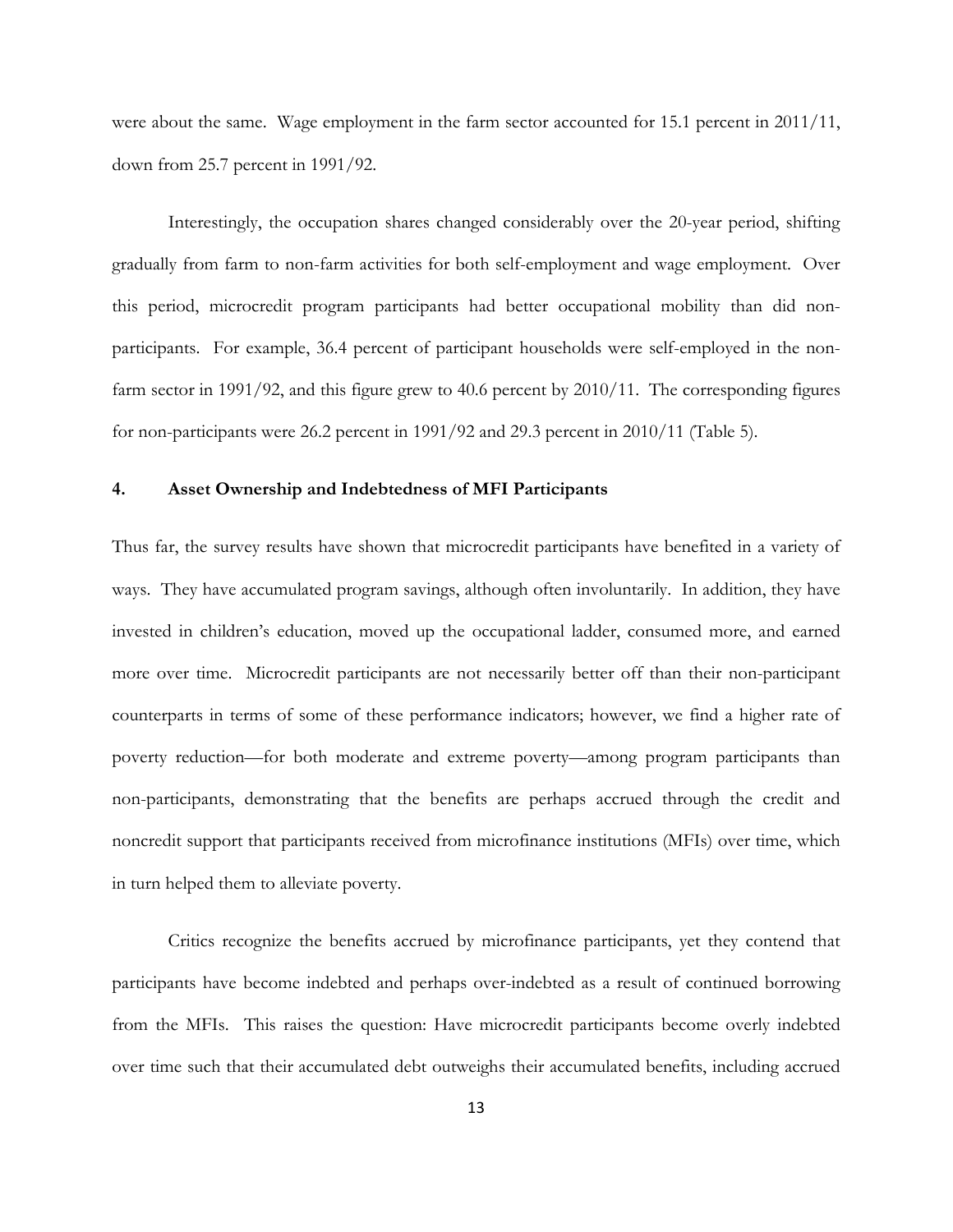were about the same. Wage employment in the farm sector accounted for 15.1 percent in 2011/11, down from 25.7 percent in 1991/92.

Interestingly, the occupation shares changed considerably over the 20-year period, shifting gradually from farm to non-farm activities for both self-employment and wage employment. Over this period, microcredit program participants had better occupational mobility than did non-participants. For example, 36.4 percent of participant households were self-employed in the non-farm sector in 1991/92, and this figure grew to 40.6 percent by 2010/11. The corresponding figures for non-participants were 26.2 percent in 1991/92 and 29.3 percent in 2010/11 (Table 5).

## 4. Asset Ownership and Indebtedness of MFI Participants

Thus far, the survey results have shown that microcredit participants have benefited in a variety of ways. They have accumulated program savings, although often involuntarily. In addition, they have invested in children's education, moved up the occupational ladder, consumed more, and earned more over time. Microcredit participants are not necessarily better off than their non-participant counterparts in terms of some of these performance indicators; however, we find a higher rate of poverty reduction—for both moderate and extreme poverty—among program participants than non-participants, demonstrating that the benefits are perhaps accrued through the credit and noncredit support that participants received from microfinance institutions (MFIs) over time, which in turn helped them to alleviate poverty.

Critics recognize the benefits accrued by microfinance participants, yet they contend that participants have become indebted and perhaps over-indebted as a result of continued borrowing from the MFIs. This raises the question: Have microcredit participants become overly indebted over time such that their accumulated debt outweighs their accumulated benefits, including accrued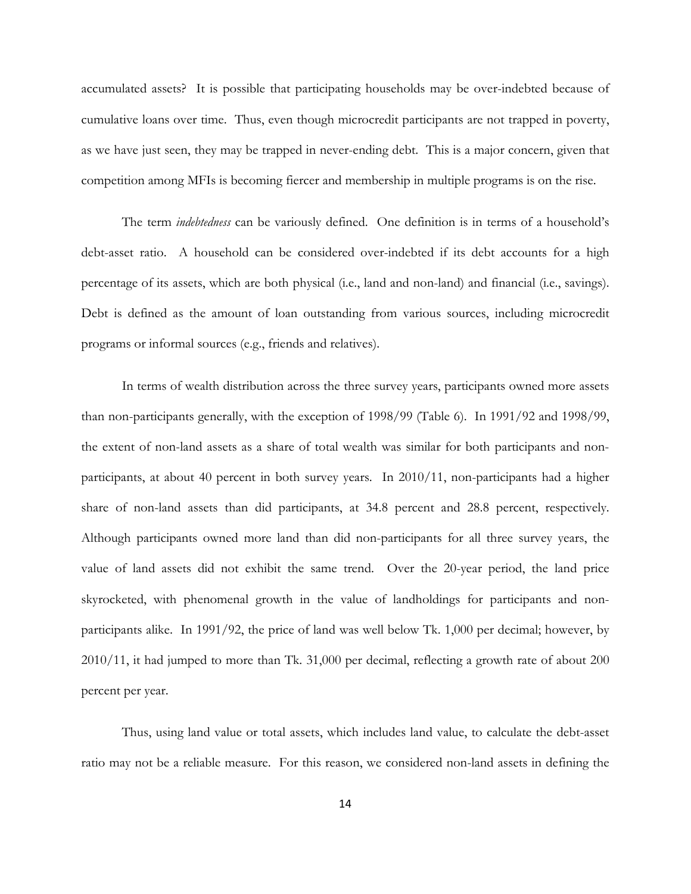accumulated assets? It is possible that participating households may be over-indebted because of cumulative loans over time. Thus, even though microcredit participants are not trapped in poverty, as we have just seen, they may be trapped in never-ending debt. This is a major concern, given that competition among MFIs is becoming fiercer and membership in multiple programs is on the rise.

The term *indebtedness* can be variously defined. One definition is in terms of a household's debt-asset ratio. A household can be considered over-indebted if its debt accounts for a high percentage of its assets, which are both physical (i.e., land and non-land) and financial (i.e., savings). Debt is defined as the amount of loan outstanding from various sources, including microcredit programs or informal sources (e.g., friends and relatives).

In terms of wealth distribution across the three survey years, participants owned more assets than non-participants generally, with the exception of 1998/99 (Table 6). In 1991/92 and 1998/99, the extent of non-land assets as a share of total wealth was similar for both participants and non-participants, at about 40 percent in both survey years. In 2010/11, non-participants had a higher share of non-land assets than did participants, at 34.8 percent and 28.8 percent, respectively. Although participants owned more land than did non-participants for all three survey years, the value of land assets did not exhibit the same trend. Over the 20-year period, the land price skyrocketed, with phenomenal growth in the value of landholdings for participants and non-participants alike. In 1991/92, the price of land was well below Tk. 1,000 per decimal; however, by 2010/11, it had jumped to more than Tk. 31,000 per decimal, reflecting a growth rate of about 200 percent per year.

Thus, using land value or total assets, which includes land value, to calculate the debt-asset ratio may not be a reliable measure. For this reason, we considered non-land assets in defining the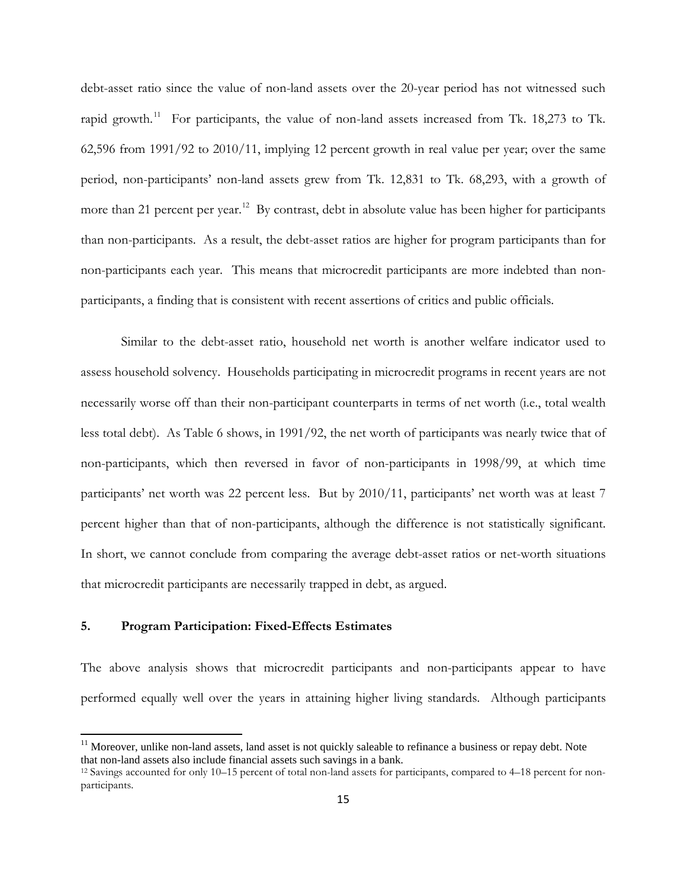debt-asset ratio since the value of non-land assets over the 20-year period has not witnessed such rapid growth.[11] For participants, the value of non-land assets increased from Tk. 18,273 to Tk. 62,596 from 1991/92 to 2010/11, implying 12 percent growth in real value per year; over the same period, non-participants' non-land assets grew from Tk. 12,831 to Tk. 68,293, with a growth of more than 21 percent per year.[12] By contrast, debt in absolute value has been higher for participants than non-participants. As a result, the debt-asset ratios are higher for program participants than for non-participants each year. This means that microcredit participants are more indebted than non-participants, a finding that is consistent with recent assertions of critics and public officials.

Similar to the debt-asset ratio, household net worth is another welfare indicator used to assess household solvency. Households participating in microcredit programs in recent years are not necessarily worse off than their non-participant counterparts in terms of net worth (i.e., total wealth less total debt). As Table 6 shows, in 1991/92, the net worth of participants was nearly twice that of non-participants, which then reversed in favor of non-participants in 1998/99, at which time participants' net worth was 22 percent less. But by 2010/11, participants' net worth was at least 7 percent higher than that of non-participants, although the difference is not statistically significant. In short, we cannot conclude from comparing the average debt-asset ratios or net-worth situations that microcredit participants are necessarily trapped in debt, as argued.

## 5. Program Participation: Fixed-Effects Estimates

The above analysis shows that microcredit participants and non-participants appear to have performed equally well over the years in attaining higher living standards. Although participants

[11] Moreover, unlike non-land assets, land asset is not quickly saleable to refinance a business or repay debt. Note that non-land assets also include financial assets such savings in a bank.

[12] Savings accounted for only 10–15 percent of total non-land assets for participants, compared to 4–18 percent for non-participants.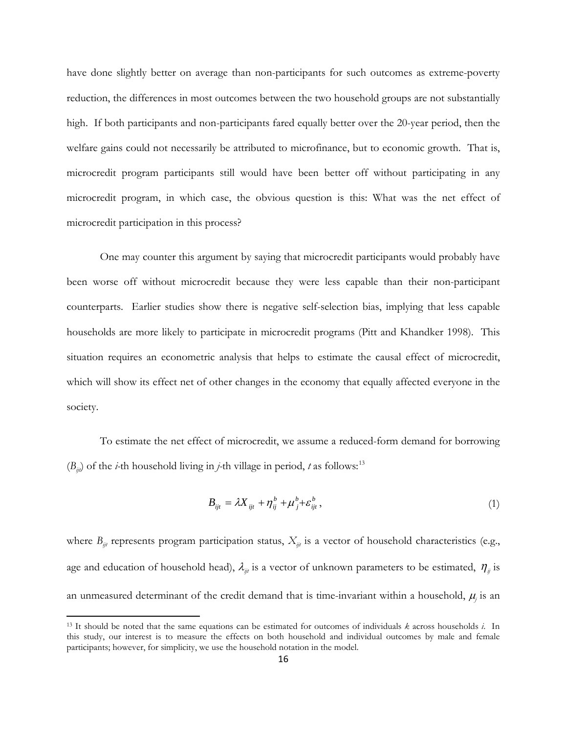have done slightly better on average than non-participants for such outcomes as extreme-poverty reduction, the differences in most outcomes between the two household groups are not substantially high. If both participants and non-participants fared equally better over the 20-year period, then the welfare gains could not necessarily be attributed to microfinance, but to economic growth. That is, microcredit program participants still would have been better off without participating in any microcredit program, in which case, the obvious question is this: What was the net effect of microcredit participation in this process?

One may counter this argument by saying that microcredit participants would probably have been worse off without microcredit because they were less capable than their non-participant counterparts. Earlier studies show there is negative self-selection bias, implying that less capable households are more likely to participate in microcredit programs (Pitt and Khandker 1998). This situation requires an econometric analysis that helps to estimate the causal effect of microcredit, which will show its effect net of other changes in the economy that equally affected everyone in the society.

To estimate the net effect of microcredit, we assume a reduced-form demand for borrowing ($B_{ijt}$) of the *i*-th household living in *j*-th village in period, *t* as follows:[13]

$$B_{ijt} = \lambda X_{ijt} + \eta_{ij}^{b} + \mu_{j}^{b} + \varepsilon_{ijt}^{b}, \tag{1}$$

where $B_{ijt}$ represents program participation status, $X_{ijt}$ is a vector of household characteristics (e.g., age and education of household head), $\lambda_{ijt}$ is a vector of unknown parameters to be estimated, $\eta_{ij}$ is an unmeasured determinant of the credit demand that is time-invariant within a household, $\mu_j$ is an

[13] It should be noted that the same equations can be estimated for outcomes of individuals *k* across households *i*. In this study, our interest is to measure the effects on both household and individual outcomes by male and female participants; however, for simplicity, we use the household notation in the model.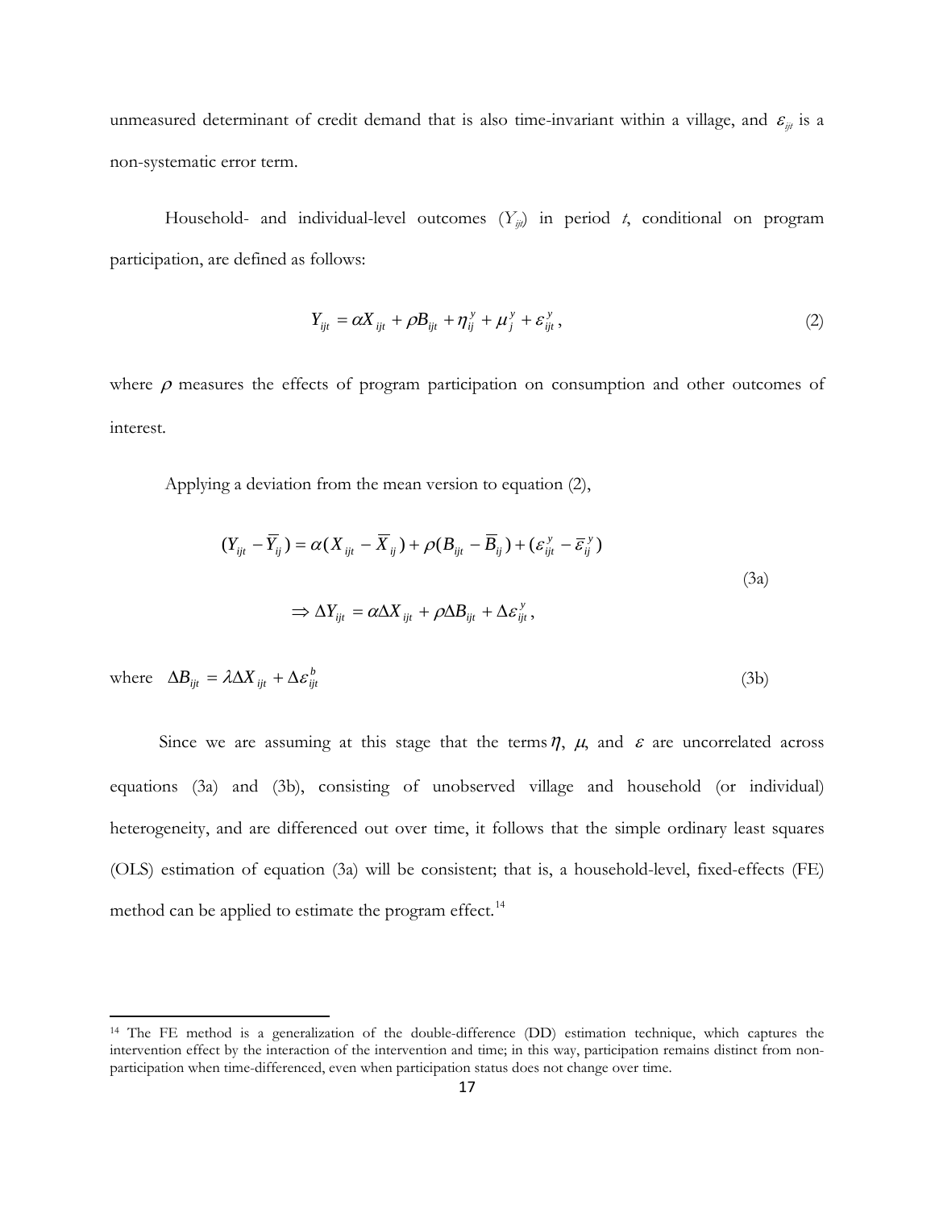unmeasured determinant of credit demand that is also time-invariant within a village, and $\varepsilon_{ijt}$ is a non-systematic error term.

Household- and individual-level outcomes ($Y_{ijt}$) in period $t$, conditional on program participation, are defined as follows:

$$Y_{ijt} = \alpha X_{ijt} + \rho B_{ijt} + \eta_{ij}^{y} + \mu_{j}^{y} + \varepsilon_{ijt}^{y}, \tag{2}$$

where $\rho$ measures the effects of program participation on consumption and other outcomes of interest.

Applying a deviation from the mean version to equation (2),

$$(Y_{ijt} - \overline{Y}_{ij}) = \alpha(X_{ijt} - \overline{X}_{ij}) + \rho(B_{ijt} - \overline{B}_{ij}) + (\varepsilon_{ijt}^{y} - \overline{\varepsilon}_{ij}^{y})$$

$$\Rightarrow \Delta Y_{ijt} = \alpha \Delta X_{ijt} + \rho \Delta B_{ijt} + \Delta \varepsilon_{ijt}^{y}, \tag{3a}$$

where $\Delta B_{ijt} = \lambda \Delta X_{ijt} + \Delta \varepsilon_{ijt}^{b}$ (3b)

Since we are assuming at this stage that the terms $\eta$, $\mu$, and $\varepsilon$ are uncorrelated across equations (3a) and (3b), consisting of unobserved village and household (or individual) heterogeneity, and are differenced out over time, it follows that the simple ordinary least squares (OLS) estimation of equation (3a) will be consistent; that is, a household-level, fixed-effects (FE) method can be applied to estimate the program effect.[14]

[14] The FE method is a generalization of the double-difference (DD) estimation technique, which captures the intervention effect by the interaction of the intervention and time; in this way, participation remains distinct from non-participation when time-differenced, even when participation status does not change over time.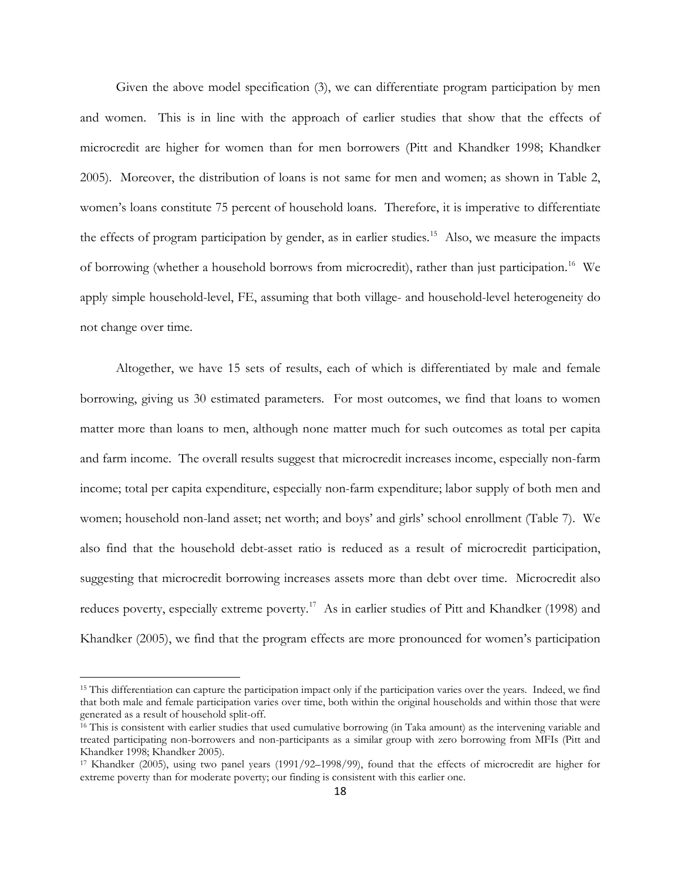Given the above model specification (3), we can differentiate program participation by men and women. This is in line with the approach of earlier studies that show that the effects of microcredit are higher for women than for men borrowers (Pitt and Khandker 1998; Khandker 2005). Moreover, the distribution of loans is not same for men and women; as shown in Table 2, women's loans constitute 75 percent of household loans. Therefore, it is imperative to differentiate the effects of program participation by gender, as in earlier studies.[15] Also, we measure the impacts of borrowing (whether a household borrows from microcredit), rather than just participation.[16] We apply simple household-level, FE, assuming that both village- and household-level heterogeneity do not change over time.

Altogether, we have 15 sets of results, each of which is differentiated by male and female borrowing, giving us 30 estimated parameters. For most outcomes, we find that loans to women matter more than loans to men, although none matter much for such outcomes as total per capita and farm income. The overall results suggest that microcredit increases income, especially non-farm income; total per capita expenditure, especially non-farm expenditure; labor supply of both men and women; household non-land asset; net worth; and boys' and girls' school enrollment (Table 7). We also find that the household debt-asset ratio is reduced as a result of microcredit participation, suggesting that microcredit borrowing increases assets more than debt over time. Microcredit also reduces poverty, especially extreme poverty.[17] As in earlier studies of Pitt and Khandker (1998) and Khandker (2005), we find that the program effects are more pronounced for women's participation

---

[15] This differentiation can capture the participation impact only if the participation varies over the years. Indeed, we find that both male and female participation varies over time, both within the original households and within those that were generated as a result of household split-off.

[16] This is consistent with earlier studies that used cumulative borrowing (in Taka amount) as the intervening variable and treated participating non-borrowers and non-participants as a similar group with zero borrowing from MFIs (Pitt and Khandker 1998; Khandker 2005).

[17] Khandker (2005), using two panel years (1991/92–1998/99), found that the effects of microcredit are higher for extreme poverty than for moderate poverty; our finding is consistent with this earlier one.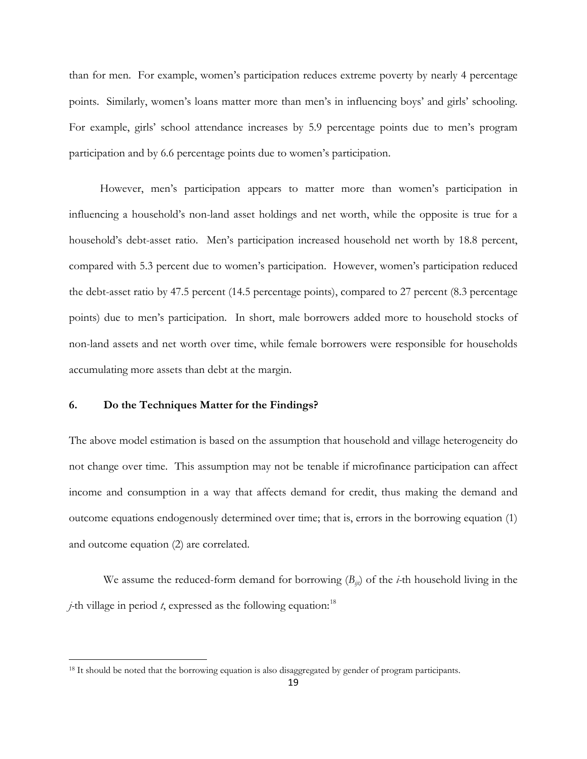than for men. For example, women's participation reduces extreme poverty by nearly 4 percentage points. Similarly, women's loans matter more than men's in influencing boys' and girls' schooling. For example, girls' school attendance increases by 5.9 percentage points due to men's program participation and by 6.6 percentage points due to women's participation.

However, men's participation appears to matter more than women's participation in influencing a household's non-land asset holdings and net worth, while the opposite is true for a household's debt-asset ratio. Men's participation increased household net worth by 18.8 percent, compared with 5.3 percent due to women's participation. However, women's participation reduced the debt-asset ratio by 47.5 percent (14.5 percentage points), compared to 27 percent (8.3 percentage points) due to men's participation. In short, male borrowers added more to household stocks of non-land assets and net worth over time, while female borrowers were responsible for households accumulating more assets than debt at the margin.

## 6. Do the Techniques Matter for the Findings?

The above model estimation is based on the assumption that household and village heterogeneity do not change over time. This assumption may not be tenable if microfinance participation can affect income and consumption in a way that affects demand for credit, thus making the demand and outcome equations endogenously determined over time; that is, errors in the borrowing equation (1) and outcome equation (2) are correlated.

We assume the reduced-form demand for borrowing ($B_{ijt}$) of the $i$-th household living in the $j$-th village in period $t$, expressed as the following equation:[18]

[18] It should be noted that the borrowing equation is also disaggregated by gender of program participants.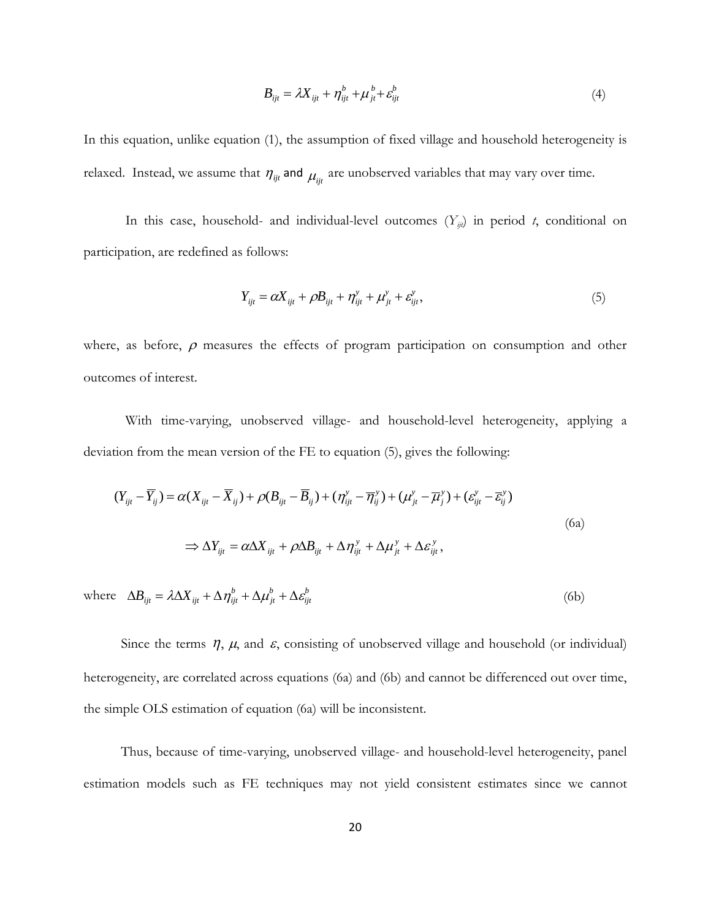$$B_{ijt} = \lambda X_{ijt} + \eta_{ijt}^{b} + \mu_{jt}^{b} + \varepsilon_{ijt}^{b} \tag{4}$$

In this equation, unlike equation (1), the assumption of fixed village and household heterogeneity is relaxed. Instead, we assume that $\eta_{ijt}$ and $\mu_{ijt}$ are unobserved variables that may vary over time.

In this case, household- and individual-level outcomes ($Y_{ijt}$) in period $t$, conditional on participation, are redefined as follows:

$$Y_{ijt} = \alpha X_{ijt} + \rho B_{ijt} + \eta_{ijt}^{y} + \mu_{jt}^{y} + \varepsilon_{ijt}^{y}, \tag{5}$$

where, as before, $\rho$ measures the effects of program participation on consumption and other outcomes of interest.

With time-varying, unobserved village- and household-level heterogeneity, applying a deviation from the mean version of the FE to equation (5), gives the following:

$$(Y_{ijt} - \overline{Y}_{ij}) = \alpha(X_{ijt} - \overline{X}_{ij}) + \rho(B_{ijt} - \overline{B}_{ij}) + (\eta_{ijt}^{y} - \overline{\eta}_{ij}^{y}) + (\mu_{jt}^{y} - \overline{\mu}_{j}^{y}) + (\varepsilon_{ijt}^{y} - \overline{\varepsilon}_{ij}^{y})$$

$$\Rightarrow \Delta Y_{ijt} = \alpha \Delta X_{ijt} + \rho \Delta B_{ijt} + \Delta \eta_{ijt}^{y} + \Delta \mu_{jt}^{y} + \Delta \varepsilon_{ijt}^{y}, \tag{6a}$$

where $\Delta B_{ijt} = \lambda \Delta X_{ijt} + \Delta \eta_{ijt}^{b} + \Delta \mu_{jt}^{b} + \Delta \varepsilon_{ijt}^{b}$ (6b)

Since the terms $\eta$, $\mu$, and $\varepsilon$, consisting of unobserved village and household (or individual) heterogeneity, are correlated across equations (6a) and (6b) and cannot be differenced out over time, the simple OLS estimation of equation (6a) will be inconsistent.

Thus, because of time-varying, unobserved village- and household-level heterogeneity, panel estimation models such as FE techniques may not yield consistent estimates since we cannot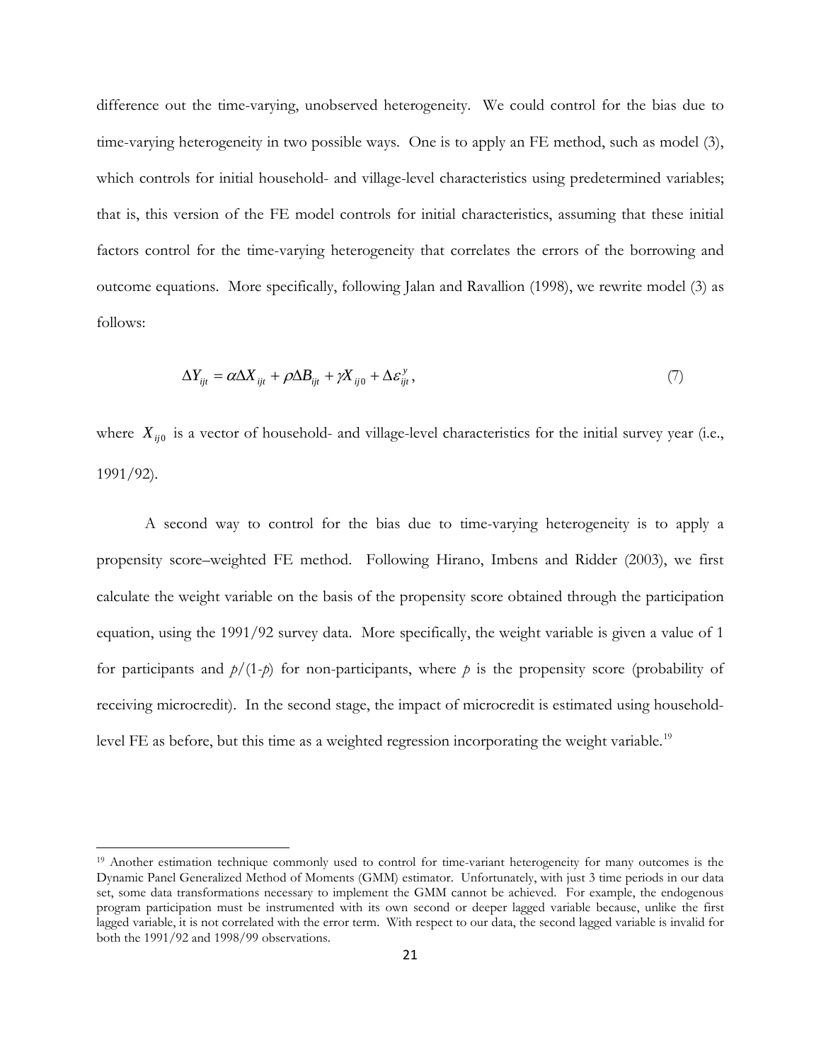difference out the time-varying, unobserved heterogeneity. We could control for the bias due to time-varying heterogeneity in two possible ways. One is to apply an FE method, such as model (3), which controls for initial household- and village-level characteristics using predetermined variables; that is, this version of the FE model controls for initial characteristics, assuming that these initial factors control for the time-varying heterogeneity that correlates the errors of the borrowing and outcome equations. More specifically, following Jalan and Ravallion (1998), we rewrite model (3) as follows:

$$\Delta Y_{ijt} = \alpha \Delta X_{ijt} + \rho \Delta B_{ijt} + \gamma X_{ij0} + \Delta \varepsilon_{ijt}^{y}, \tag{7}$$

where $X_{ij0}$ is a vector of household- and village-level characteristics for the initial survey year (i.e., 1991/92).

A second way to control for the bias due to time-varying heterogeneity is to apply a propensity score–weighted FE method. Following Hirano, Imbens and Ridder (2003), we first calculate the weight variable on the basis of the propensity score obtained through the participation equation, using the 1991/92 survey data. More specifically, the weight variable is given a value of 1 for participants and $p/(1-p)$ for non-participants, where $p$ is the propensity score (probability of receiving microcredit). In the second stage, the impact of microcredit is estimated using household-level FE as before, but this time as a weighted regression incorporating the weight variable.[19]

[19] Another estimation technique commonly used to control for time-variant heterogeneity for many outcomes is the Dynamic Panel Generalized Method of Moments (GMM) estimator. Unfortunately, with just 3 time periods in our data set, some data transformations necessary to implement the GMM cannot be achieved. For example, the endogenous program participation must be instrumented with its own second or deeper lagged variable because, unlike the first lagged variable, it is not correlated with the error term. With respect to our data, the second lagged variable is invalid for both the 1991/92 and 1998/99 observations.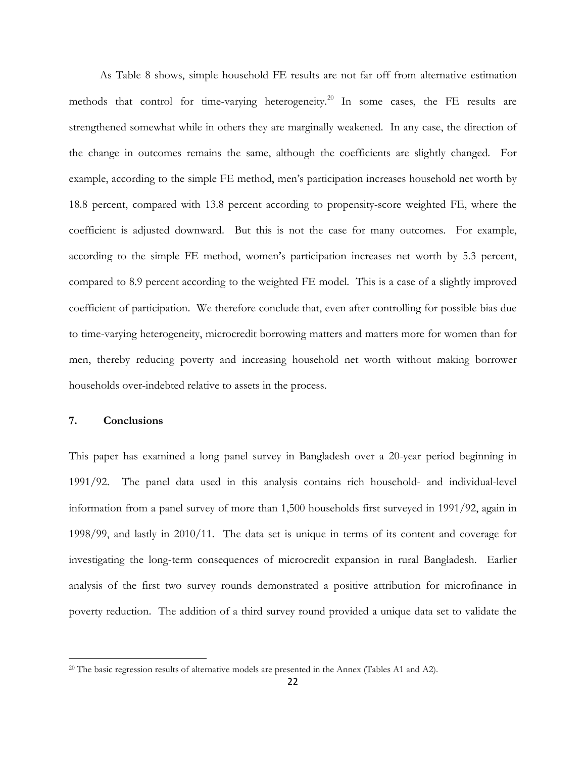As Table 8 shows, simple household FE results are not far off from alternative estimation methods that control for time-varying heterogeneity.[20] In some cases, the FE results are strengthened somewhat while in others they are marginally weakened. In any case, the direction of the change in outcomes remains the same, although the coefficients are slightly changed. For example, according to the simple FE method, men's participation increases household net worth by 18.8 percent, compared with 13.8 percent according to propensity-score weighted FE, where the coefficient is adjusted downward. But this is not the case for many outcomes. For example, according to the simple FE method, women's participation increases net worth by 5.3 percent, compared to 8.9 percent according to the weighted FE model. This is a case of a slightly improved coefficient of participation. We therefore conclude that, even after controlling for possible bias due to time-varying heterogeneity, microcredit borrowing matters and matters more for women than for men, thereby reducing poverty and increasing household net worth without making borrower households over-indebted relative to assets in the process.

## 7. Conclusions

This paper has examined a long panel survey in Bangladesh over a 20-year period beginning in 1991/92. The panel data used in this analysis contains rich household- and individual-level information from a panel survey of more than 1,500 households first surveyed in 1991/92, again in 1998/99, and lastly in 2010/11. The data set is unique in terms of its content and coverage for investigating the long-term consequences of microcredit expansion in rural Bangladesh. Earlier analysis of the first two survey rounds demonstrated a positive attribution for microfinance in poverty reduction. The addition of a third survey round provided a unique data set to validate the

---

[20] The basic regression results of alternative models are presented in the Annex (Tables A1 and A2).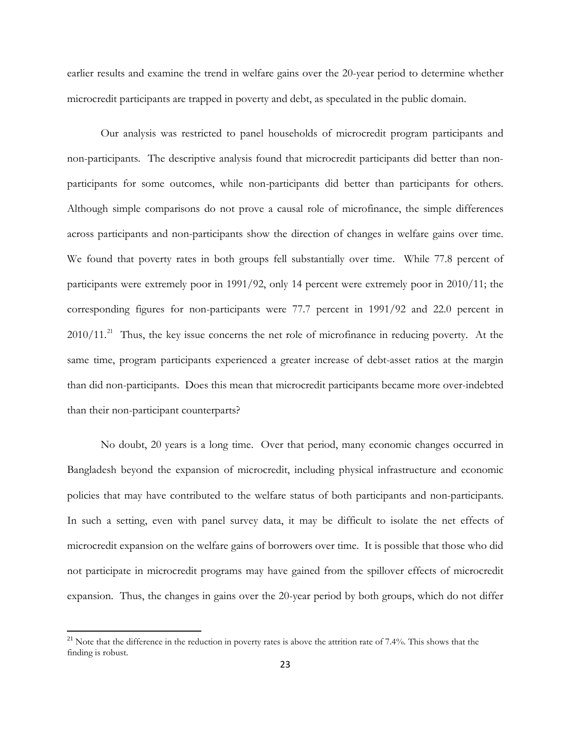earlier results and examine the trend in welfare gains over the 20-year period to determine whether microcredit participants are trapped in poverty and debt, as speculated in the public domain.

Our analysis was restricted to panel households of microcredit program participants and non-participants. The descriptive analysis found that microcredit participants did better than non-participants for some outcomes, while non-participants did better than participants for others. Although simple comparisons do not prove a causal role of microfinance, the simple differences across participants and non-participants show the direction of changes in welfare gains over time. We found that poverty rates in both groups fell substantially over time. While 77.8 percent of participants were extremely poor in 1991/92, only 14 percent were extremely poor in 2010/11; the corresponding figures for non-participants were 77.7 percent in 1991/92 and 22.0 percent in 2010/11.[21] Thus, the key issue concerns the net role of microfinance in reducing poverty. At the same time, program participants experienced a greater increase of debt-asset ratios at the margin than did non-participants. Does this mean that microcredit participants became more over-indebted than their non-participant counterparts?

No doubt, 20 years is a long time. Over that period, many economic changes occurred in Bangladesh beyond the expansion of microcredit, including physical infrastructure and economic policies that may have contributed to the welfare status of both participants and non-participants. In such a setting, even with panel survey data, it may be difficult to isolate the net effects of microcredit expansion on the welfare gains of borrowers over time. It is possible that those who did not participate in microcredit programs may have gained from the spillover effects of microcredit expansion. Thus, the changes in gains over the 20-year period by both groups, which do not differ

[21] Note that the difference in the reduction in poverty rates is above the attrition rate of 7.4%. This shows that the finding is robust.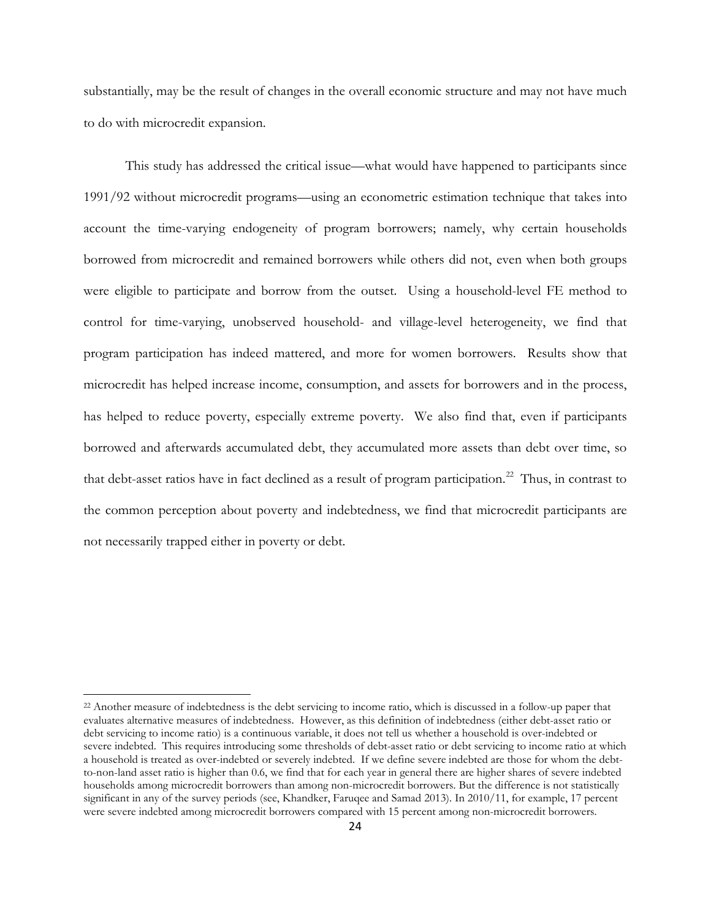substantially, may be the result of changes in the overall economic structure and may not have much to do with microcredit expansion.

This study has addressed the critical issue—what would have happened to participants since 1991/92 without microcredit programs—using an econometric estimation technique that takes into account the time-varying endogeneity of program borrowers; namely, why certain households borrowed from microcredit and remained borrowers while others did not, even when both groups were eligible to participate and borrow from the outset. Using a household-level FE method to control for time-varying, unobserved household- and village-level heterogeneity, we find that program participation has indeed mattered, and more for women borrowers. Results show that microcredit has helped increase income, consumption, and assets for borrowers and in the process, has helped to reduce poverty, especially extreme poverty. We also find that, even if participants borrowed and afterwards accumulated debt, they accumulated more assets than debt over time, so that debt-asset ratios have in fact declined as a result of program participation.[22] Thus, in contrast to the common perception about poverty and indebtedness, we find that microcredit participants are not necessarily trapped either in poverty or debt.

---

[22] Another measure of indebtedness is the debt servicing to income ratio, which is discussed in a follow-up paper that evaluates alternative measures of indebtedness. However, as this definition of indebtedness (either debt-asset ratio or debt servicing to income ratio) is a continuous variable, it does not tell us whether a household is over-indebted or severe indebted. This requires introducing some thresholds of debt-asset ratio or debt servicing to income ratio at which a household is treated as over-indebted or severely indebted. If we define severe indebted are those for whom the debt-to-non-land asset ratio is higher than 0.6, we find that for each year in general there are higher shares of severe indebted households among microcredit borrowers than among non-microcredit borrowers. But the difference is not statistically significant in any of the survey periods (see, Khandker, Faruqee and Samad 2013). In 2010/11, for example, 17 percent were severe indebted among microcredit borrowers compared with 15 percent among non-microcredit borrowers.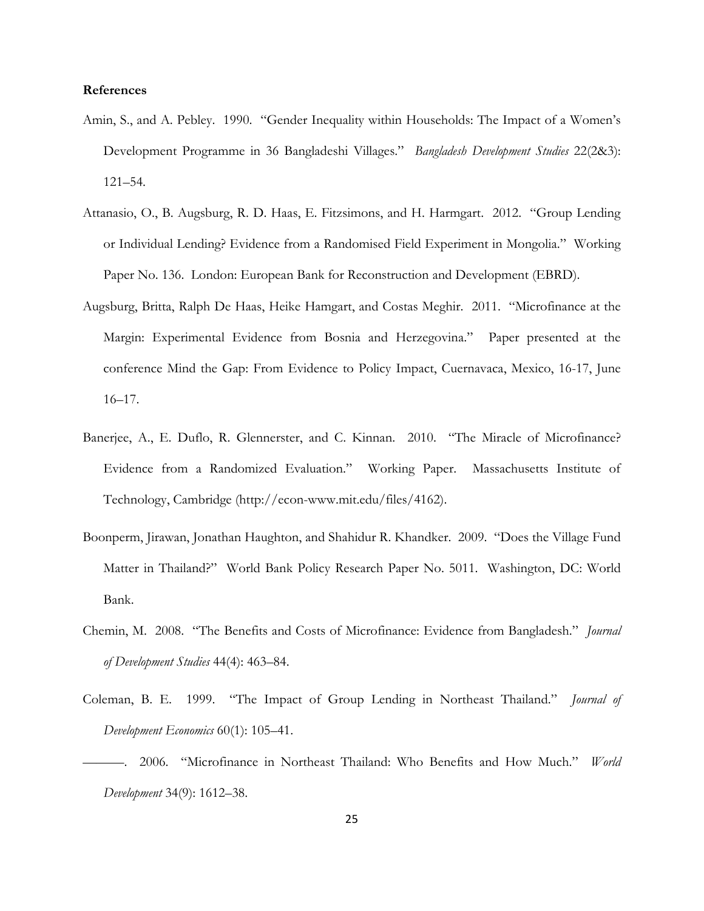**References**

Amin, S., and A. Pebley. 1990. "Gender Inequality within Households: The Impact of a Women's Development Programme in 36 Bangladeshi Villages." *Bangladesh Development Studies* 22(2&3): 121–54.

Attanasio, O., B. Augsburg, R. D. Haas, E. Fitzsimons, and H. Harmgart. 2012. "Group Lending or Individual Lending? Evidence from a Randomised Field Experiment in Mongolia." Working Paper No. 136. London: European Bank for Reconstruction and Development (EBRD).

Augsburg, Britta, Ralph De Haas, Heike Hamgart, and Costas Meghir. 2011. "Microfinance at the Margin: Experimental Evidence from Bosnia and Herzegovina." Paper presented at the conference Mind the Gap: From Evidence to Policy Impact, Cuernavaca, Mexico, 16-17, June 16–17.

Banerjee, A., E. Duflo, R. Glennerster, and C. Kinnan. 2010. "The Miracle of Microfinance? Evidence from a Randomized Evaluation." Working Paper. Massachusetts Institute of Technology, Cambridge (http://econ-www.mit.edu/files/4162).

Boonperm, Jirawan, Jonathan Haughton, and Shahidur R. Khandker. 2009. "Does the Village Fund Matter in Thailand?" World Bank Policy Research Paper No. 5011. Washington, DC: World Bank.

Chemin, M. 2008. "The Benefits and Costs of Microfinance: Evidence from Bangladesh." *Journal of Development Studies* 44(4): 463–84.

Coleman, B. E. 1999. "The Impact of Group Lending in Northeast Thailand." *Journal of Development Economics* 60(1): 105–41.

———. 2006. "Microfinance in Northeast Thailand: Who Benefits and How Much." *World Development* 34(9): 1612–38.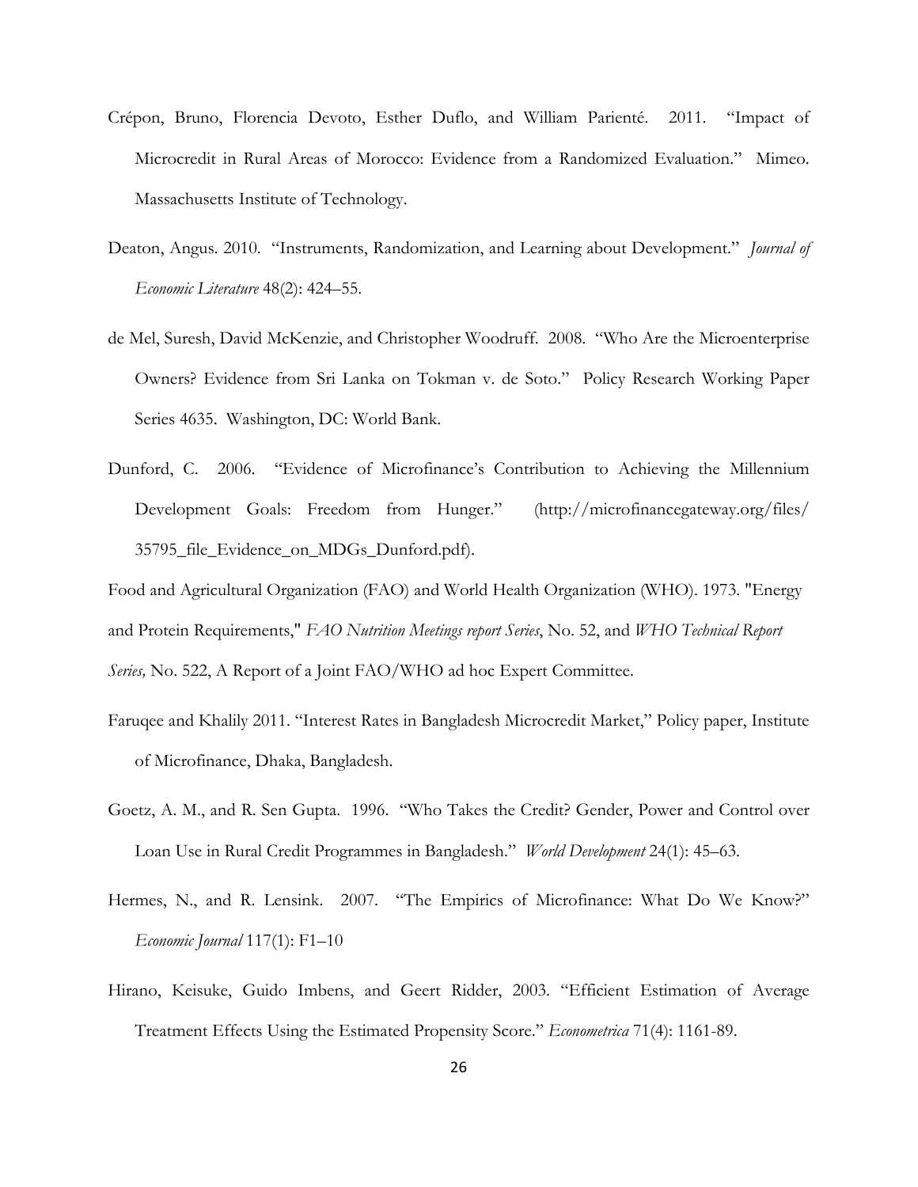Crépon, Bruno, Florencia Devoto, Esther Duflo, and William Parienté. 2011. "Impact of Microcredit in Rural Areas of Morocco: Evidence from a Randomized Evaluation." Mimeo. Massachusetts Institute of Technology.

Deaton, Angus. 2010. "Instruments, Randomization, and Learning about Development." *Journal of Economic Literature* 48(2): 424–55.

de Mel, Suresh, David McKenzie, and Christopher Woodruff. 2008. "Who Are the Microenterprise Owners? Evidence from Sri Lanka on Tokman v. de Soto." Policy Research Working Paper Series 4635. Washington, DC: World Bank.

Dunford, C. 2006. "Evidence of Microfinance's Contribution to Achieving the Millennium Development Goals: Freedom from Hunger." (http://microfinancegateway.org/files/35795_file_Evidence_on_MDGs_Dunford.pdf).

Food and Agricultural Organization (FAO) and World Health Organization (WHO). 1973. "Energy and Protein Requirements," *FAO Nutrition Meetings report Series*, No. 52, and *WHO Technical Report Series,* No. 522, A Report of a Joint FAO/WHO ad hoc Expert Committee.

Faruqee and Khalily 2011. "Interest Rates in Bangladesh Microcredit Market," Policy paper, Institute of Microfinance, Dhaka, Bangladesh.

Goetz, A. M., and R. Sen Gupta. 1996. "Who Takes the Credit? Gender, Power and Control over Loan Use in Rural Credit Programmes in Bangladesh." *World Development* 24(1): 45–63.

Hermes, N., and R. Lensink. 2007. "The Empirics of Microfinance: What Do We Know?" *Economic Journal* 117(1): F1–10

Hirano, Keisuke, Guido Imbens, and Geert Ridder, 2003. "Efficient Estimation of Average Treatment Effects Using the Estimated Propensity Score." *Econometrica* 71(4): 1161-89.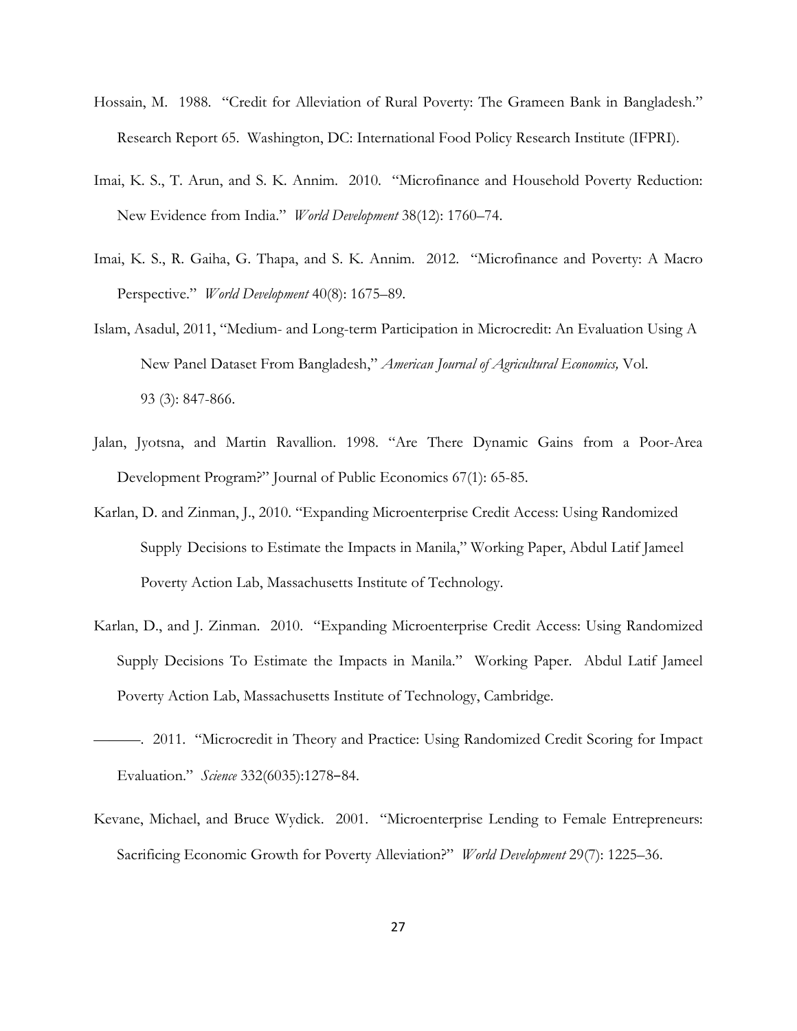Hossain, M. 1988. "Credit for Alleviation of Rural Poverty: The Grameen Bank in Bangladesh." Research Report 65. Washington, DC: International Food Policy Research Institute (IFPRI).

Imai, K. S., T. Arun, and S. K. Annim. 2010. "Microfinance and Household Poverty Reduction: New Evidence from India." *World Development* 38(12): 1760–74.

Imai, K. S., R. Gaiha, G. Thapa, and S. K. Annim. 2012. "Microfinance and Poverty: A Macro Perspective." *World Development* 40(8): 1675–89.

Islam, Asadul, 2011, "Medium- and Long-term Participation in Microcredit: An Evaluation Using A New Panel Dataset From Bangladesh," *American Journal of Agricultural Economics,* Vol. 93 (3): 847-866.

Jalan, Jyotsna, and Martin Ravallion. 1998. "Are There Dynamic Gains from a Poor-Area Development Program?" Journal of Public Economics 67(1): 65-85.

Karlan, D. and Zinman, J., 2010. "Expanding Microenterprise Credit Access: Using Randomized Supply Decisions to Estimate the Impacts in Manila," Working Paper, Abdul Latif Jameel Poverty Action Lab, Massachusetts Institute of Technology.

Karlan, D., and J. Zinman. 2010. "Expanding Microenterprise Credit Access: Using Randomized Supply Decisions To Estimate the Impacts in Manila." Working Paper. Abdul Latif Jameel Poverty Action Lab, Massachusetts Institute of Technology, Cambridge.

———. 2011. "Microcredit in Theory and Practice: Using Randomized Credit Scoring for Impact Evaluation." *Science* 332(6035):1278–84.

Kevane, Michael, and Bruce Wydick. 2001. "Microenterprise Lending to Female Entrepreneurs: Sacrificing Economic Growth for Poverty Alleviation?" *World Development* 29(7): 1225–36.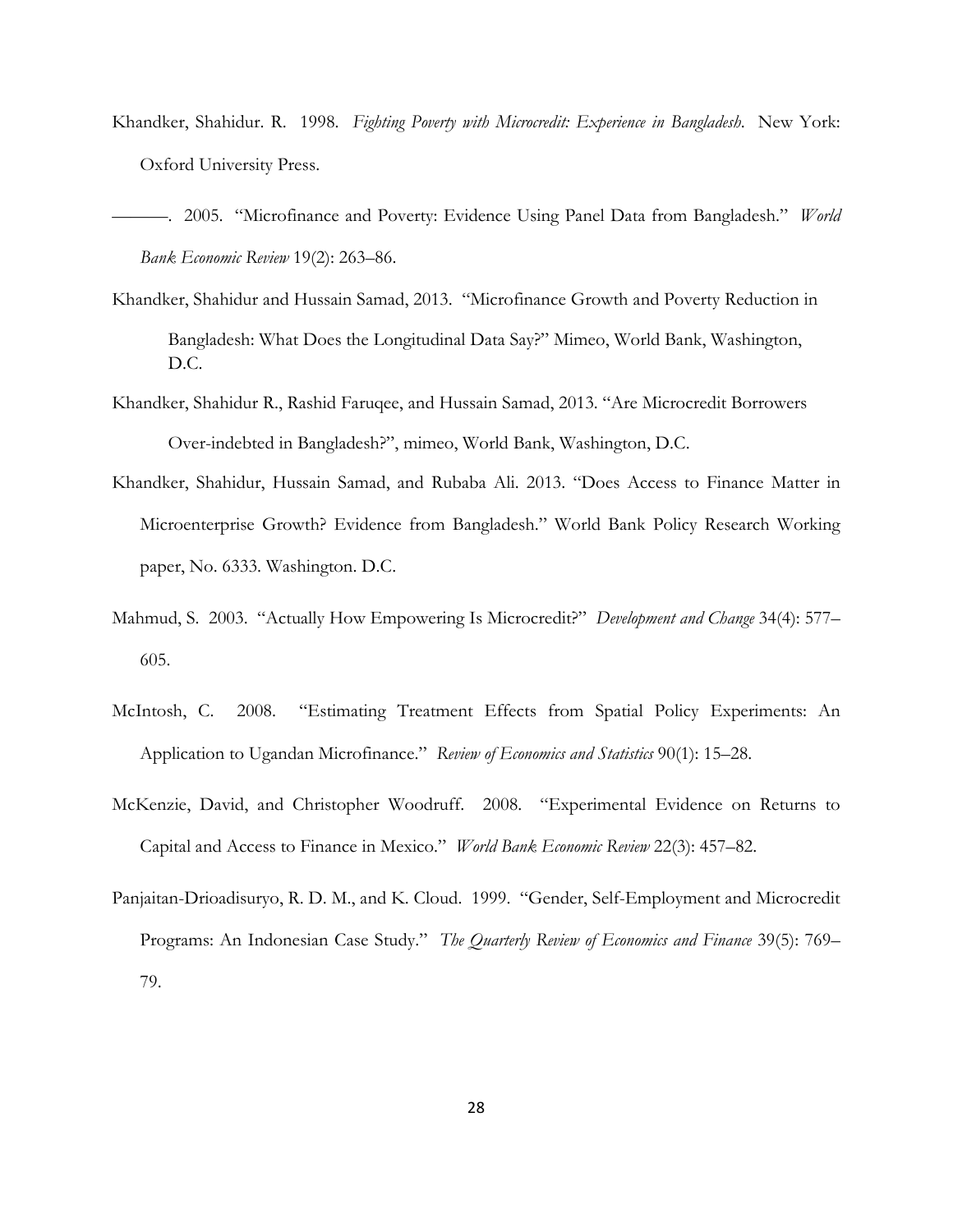Khandker, Shahidur. R. 1998. *Fighting Poverty with Microcredit: Experience in Bangladesh*. New York: Oxford University Press.

———. 2005. "Microfinance and Poverty: Evidence Using Panel Data from Bangladesh." *World Bank Economic Review* 19(2): 263–86.

Khandker, Shahidur and Hussain Samad, 2013. "Microfinance Growth and Poverty Reduction in Bangladesh: What Does the Longitudinal Data Say?" Mimeo, World Bank, Washington, D.C.

Khandker, Shahidur R., Rashid Faruqee, and Hussain Samad, 2013. "Are Microcredit Borrowers Over-indebted in Bangladesh?", mimeo, World Bank, Washington, D.C.

Khandker, Shahidur, Hussain Samad, and Rubaba Ali. 2013. "Does Access to Finance Matter in Microenterprise Growth? Evidence from Bangladesh." World Bank Policy Research Working paper, No. 6333. Washington. D.C.

Mahmud, S. 2003. "Actually How Empowering Is Microcredit?" *Development and Change* 34(4): 577–605.

McIntosh, C. 2008. "Estimating Treatment Effects from Spatial Policy Experiments: An Application to Ugandan Microfinance." *Review of Economics and Statistics* 90(1): 15–28.

McKenzie, David, and Christopher Woodruff. 2008. "Experimental Evidence on Returns to Capital and Access to Finance in Mexico." *World Bank Economic Review* 22(3): 457–82.

Panjaitan-Drioadisuryo, R. D. M., and K. Cloud. 1999. "Gender, Self-Employment and Microcredit Programs: An Indonesian Case Study." *The Quarterly Review of Economics and Finance* 39(5): 769–79.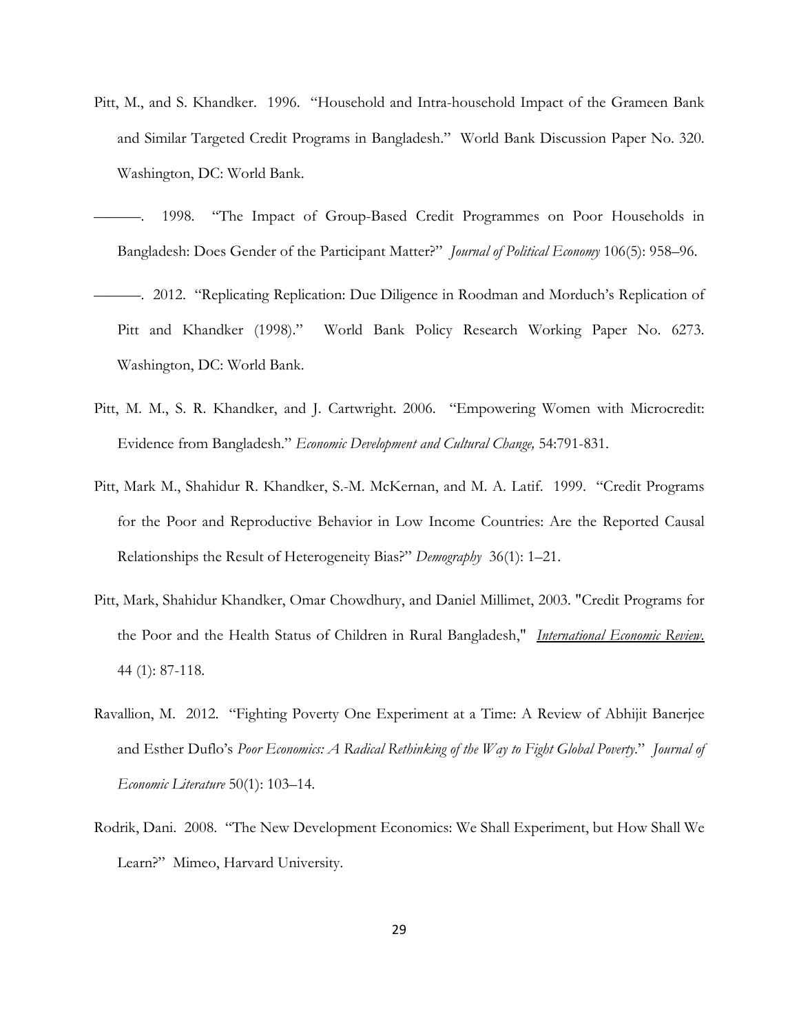Pitt, M., and S. Khandker. 1996. "Household and Intra-household Impact of the Grameen Bank and Similar Targeted Credit Programs in Bangladesh." World Bank Discussion Paper No. 320. Washington, DC: World Bank.

———. 1998. "The Impact of Group-Based Credit Programmes on Poor Households in Bangladesh: Does Gender of the Participant Matter?" *Journal of Political Economy* 106(5): 958–96.

———. 2012. "Replicating Replication: Due Diligence in Roodman and Morduch's Replication of Pitt and Khandker (1998)." World Bank Policy Research Working Paper No. 6273. Washington, DC: World Bank.

Pitt, M. M., S. R. Khandker, and J. Cartwright. 2006. "Empowering Women with Microcredit: Evidence from Bangladesh." *Economic Development and Cultural Change,* 54:791-831.

Pitt, Mark M., Shahidur R. Khandker, S.-M. McKernan, and M. A. Latif. 1999. "Credit Programs for the Poor and Reproductive Behavior in Low Income Countries: Are the Reported Causal Relationships the Result of Heterogeneity Bias?" *Demography* 36(1): 1–21.

Pitt, Mark, Shahidur Khandker, Omar Chowdhury, and Daniel Millimet, 2003. "Credit Programs for the Poor and the Health Status of Children in Rural Bangladesh," *International Economic Review.* 44 (1): 87-118.

Ravallion, M. 2012. "Fighting Poverty One Experiment at a Time: A Review of Abhijit Banerjee and Esther Duflo's *Poor Economics: A Radical Rethinking of the Way to Fight Global Poverty*." *Journal of Economic Literature* 50(1): 103–14.

Rodrik, Dani. 2008. "The New Development Economics: We Shall Experiment, but How Shall We Learn?" Mimeo, Harvard University.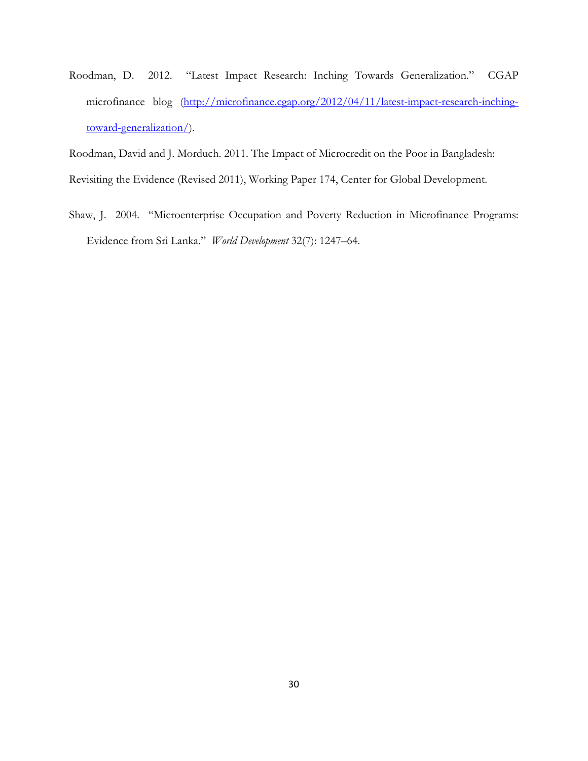Roodman, D. 2012. "Latest Impact Research: Inching Towards Generalization." CGAP microfinance blog (http://microfinance.cgap.org/2012/04/11/latest-impact-research-inching-toward-generalization/).

Roodman, David and J. Morduch. 2011. The Impact of Microcredit on the Poor in Bangladesh: Revisiting the Evidence (Revised 2011), Working Paper 174, Center for Global Development.

Shaw, J. 2004. "Microenterprise Occupation and Poverty Reduction in Microfinance Programs: Evidence from Sri Lanka." *World Development* 32(7): 1247–64.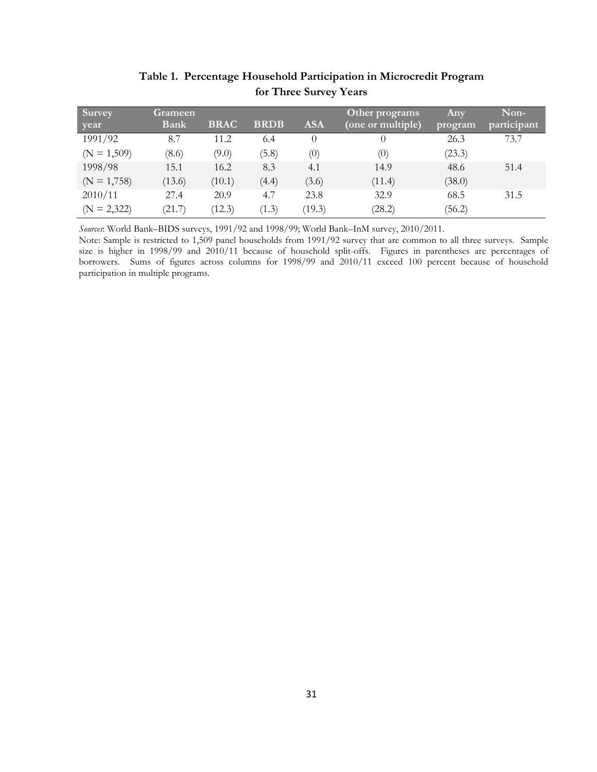**Table 1. Percentage Household Participation in Microcredit Program for Three Survey Years**

| Survey year | Grameen Bank | BRAC | BRDB | ASA | Other programs (one or multiple) | Any program | Non-participant |
|---|---|---|---|---|---|---|---|
| 1991/92 | 8.7 | 11.2 | 6.4 | 0 | 0 | 26.3 | 73.7 |
| (N = 1,509) | (8.6) | (9.0) | (5.8) | (0) | (0) | (23.3) | |
| 1998/98 | 15.1 | 16.2 | 8.3 | 4.1 | 14.9 | 48.6 | 51.4 |
| (N = 1,758) | (13.6) | (10.1) | (4.4) | (3.6) | (11.4) | (38.0) | |
| 2010/11 | 27.4 | 20.9 | 4.7 | 23.8 | 32.9 | 68.5 | 31.5 |
| (N = 2,322) | (21.7) | (12.3) | (1.3) | (19.3) | (28.2) | (56.2) | |

*Sources*: World Bank–BIDS surveys, 1991/92 and 1998/99; World Bank–InM survey, 2010/2011.

Note: Sample is restricted to 1,509 panel households from 1991/92 survey that are common to all three surveys. Sample size is higher in 1998/99 and 2010/11 because of household split-offs. Figures in parentheses are percentages of borrowers. Sums of figures across columns for 1998/99 and 2010/11 exceed 100 percent because of household participation in multiple programs.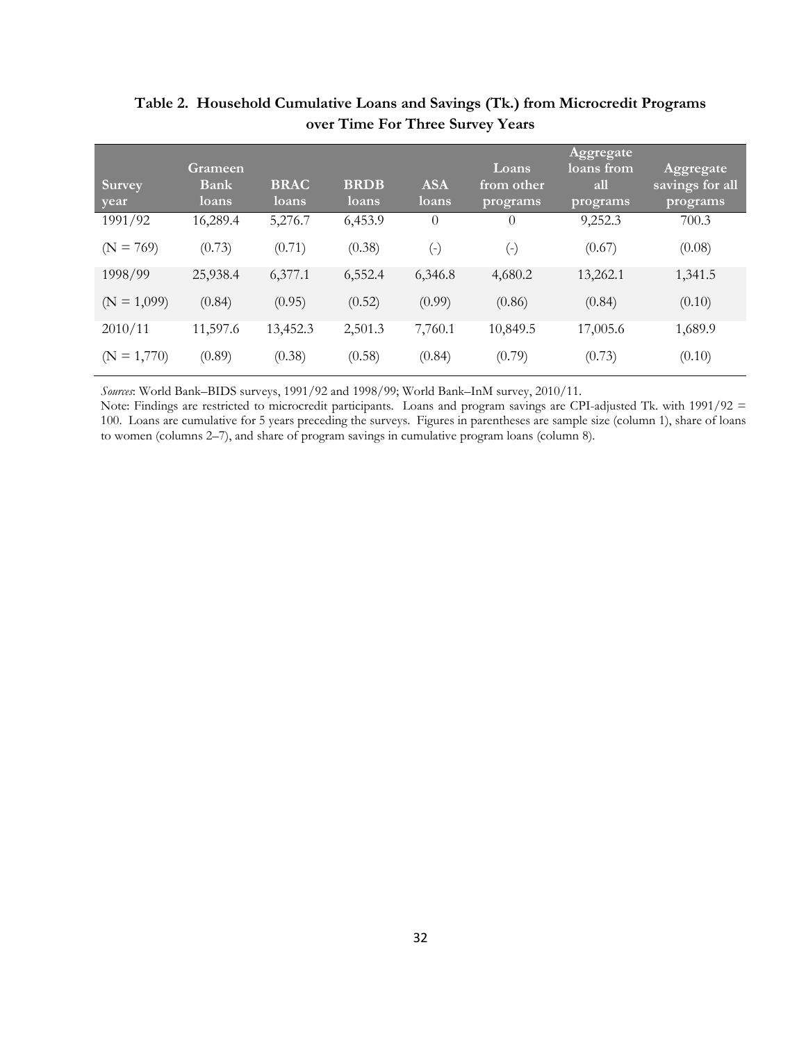**Table 2. Household Cumulative Loans and Savings (Tk.) from Microcredit Programs over Time For Three Survey Years**

| Survey year | Grameen Bank loans | BRAC loans | BRDB loans | ASA loans | Loans from other programs | Aggregate loans from all programs | Aggregate savings for all programs |
|---|---|---|---|---|---|---|---|
| 1991/92 | 16,289.4 | 5,276.7 | 6,453.9 | 0 | 0 | 9,252.3 | 700.3 |
| (N = 769) | (0.73) | (0.71) | (0.38) | (-) | (-) | (0.67) | (0.08) |
| 1998/99 | 25,938.4 | 6,377.1 | 6,552.4 | 6,346.8 | 4,680.2 | 13,262.1 | 1,341.5 |
| (N = 1,099) | (0.84) | (0.95) | (0.52) | (0.99) | (0.86) | (0.84) | (0.10) |
| 2010/11 | 11,597.6 | 13,452.3 | 2,501.3 | 7,760.1 | 10,849.5 | 17,005.6 | 1,689.9 |
| (N = 1,770) | (0.89) | (0.38) | (0.58) | (0.84) | (0.79) | (0.73) | (0.10) |

*Sources*: World Bank–BIDS surveys, 1991/92 and 1998/99; World Bank–InM survey, 2010/11.

Note: Findings are restricted to microcredit participants. Loans and program savings are CPI-adjusted Tk. with 1991/92 = 100. Loans are cumulative for 5 years preceding the surveys. Figures in parentheses are sample size (column 1), share of loans to women (columns 2–7), and share of program savings in cumulative program loans (column 8).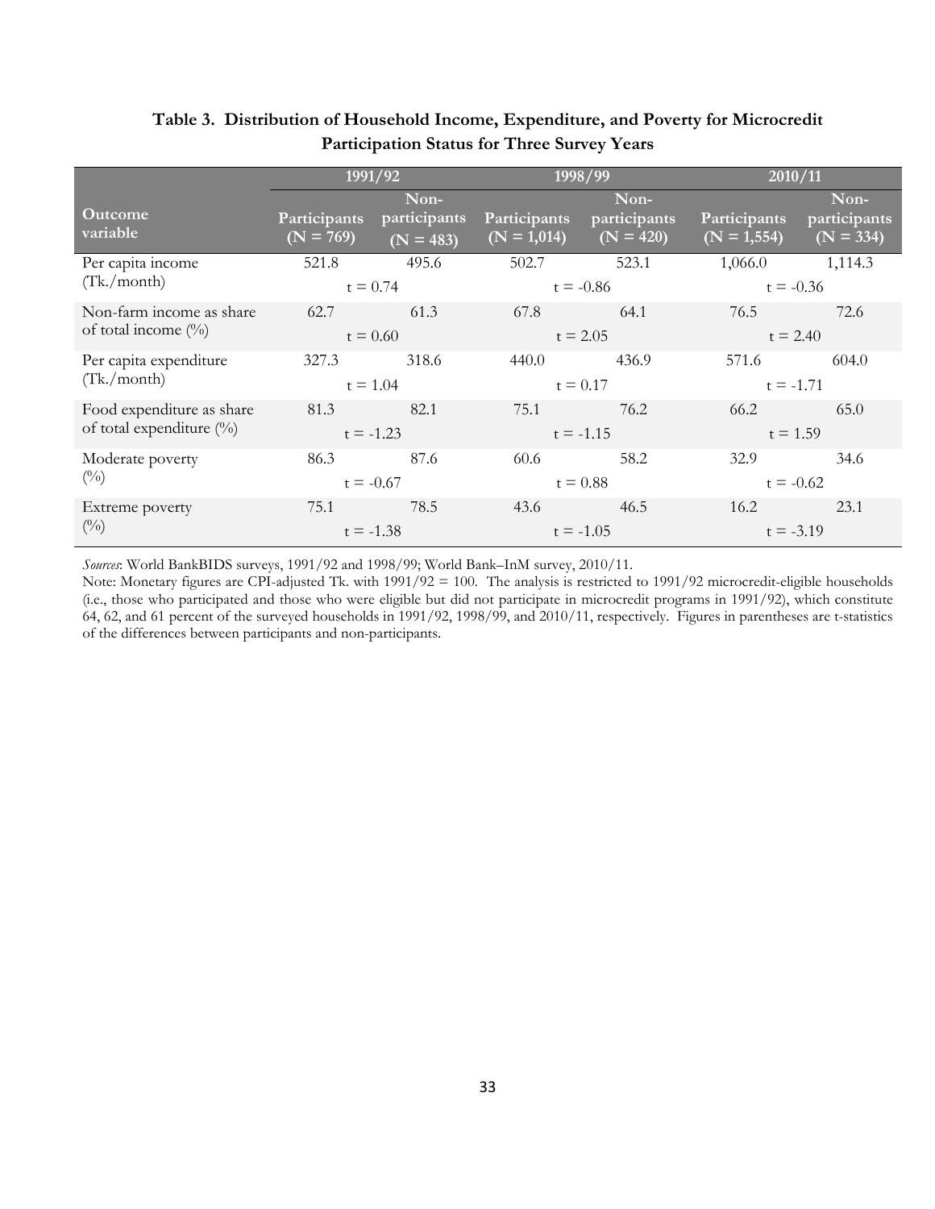**Table 3. Distribution of Household Income, Expenditure, and Poverty for Microcredit Participation Status for Three Survey Years**

| Outcome variable | 1991/92 | | 1998/99 | | 2010/11 | |
|---|---|---|---|---|---|---|
| | Participants (N = 769) | Non-participants (N = 483) | Participants (N = 1,014) | Non-participants (N = 420) | Participants (N = 1,554) | Non-participants (N = 334) |
| Per capita income (Tk./month) | 521.8 | 495.6 | 502.7 | 523.1 | 1,066.0 | 1,114.3 |
| | t = 0.74 | | t = -0.86 | | t = -0.36 | |
| Non-farm income as share of total income (%) | 62.7 | 61.3 | 67.8 | 64.1 | 76.5 | 72.6 |
| | t = 0.60 | | t = 2.05 | | t = 2.40 | |
| Per capita expenditure (Tk./month) | 327.3 | 318.6 | 440.0 | 436.9 | 571.6 | 604.0 |
| | t = 1.04 | | t = 0.17 | | t = -1.71 | |
| Food expenditure as share of total expenditure (%) | 81.3 | 82.1 | 75.1 | 76.2 | 66.2 | 65.0 |
| | t = -1.23 | | t = -1.15 | | t = 1.59 | |
| Moderate poverty (%) | 86.3 | 87.6 | 60.6 | 58.2 | 32.9 | 34.6 |
| | t = -0.67 | | t = 0.88 | | t = -0.62 | |
| Extreme poverty (%) | 75.1 | 78.5 | 43.6 | 46.5 | 16.2 | 23.1 |
| | t = -1.38 | | t = -1.05 | | t = -3.19 | |

*Sources*: World BankBIDS surveys, 1991/92 and 1998/99; World Bank–InM survey, 2010/11.

Note: Monetary figures are CPI-adjusted Tk. with 1991/92 = 100. The analysis is restricted to 1991/92 microcredit-eligible households (i.e., those who participated and those who were eligible but did not participate in microcredit programs in 1991/92), which constitute 64, 62, and 61 percent of the surveyed households in 1991/92, 1998/99, and 2010/11, respectively. Figures in parentheses are t-statistics of the differences between participants and non-participants.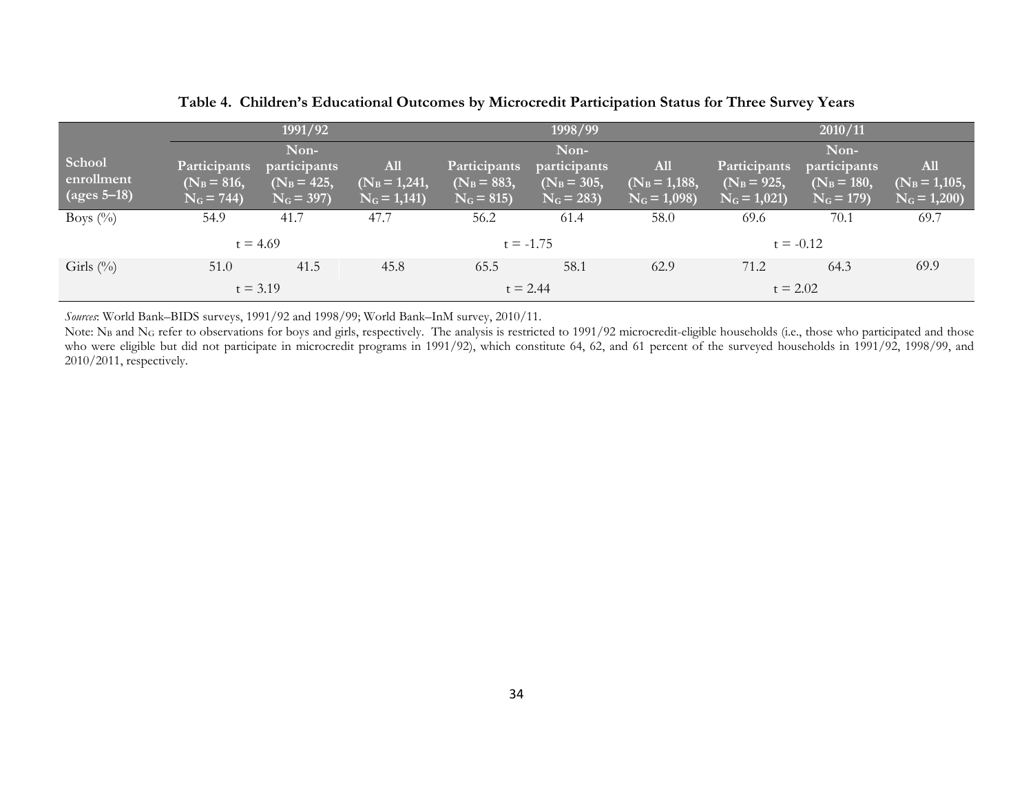**Table 4. Children's Educational Outcomes by Microcredit Participation Status for Three Survey Years**

| School enrollment (ages 5–18) | 1991/92 | | | 1998/99 | | | 2010/11 | | |
|---|---|---|---|---|---|---|---|---|---|
| | Participants ($N_B$ = 816, $N_G$ = 744) | Non-participants ($N_B$ = 425, $N_G$ = 397) | All ($N_B$ = 1,241, $N_G$ = 1,141) | Participants ($N_B$ = 883, $N_G$ = 815) | Non-participants ($N_B$ = 305, $N_G$ = 283) | All ($N_B$ = 1,188, $N_G$ = 1,098) | Participants ($N_B$ = 925, $N_G$ = 1,021) | Non-participants ($N_B$ = 180, $N_G$ = 179) | All ($N_B$ = 1,105, $N_G$ = 1,200) |
| Boys (%) | 54.9 | 41.7 | 47.7 | 56.2 | 61.4 | 58.0 | 69.6 | 70.1 | 69.7 |
| | t = 4.69 | | | t = -1.75 | | | t = -0.12 | | |
| Girls (%) | 51.0 | 41.5 | 45.8 | 65.5 | 58.1 | 62.9 | 71.2 | 64.3 | 69.9 |
| | t = 3.19 | | | t = 2.44 | | | t = 2.02 | | |

*Sources*: World Bank–BIDS surveys, 1991/92 and 1998/99; World Bank–InM survey, 2010/11.

Note: $N_B$ and $N_G$ refer to observations for boys and girls, respectively. The analysis is restricted to 1991/92 microcredit-eligible households (i.e., those who participated and those who were eligible but did not participate in microcredit programs in 1991/92), which constitute 64, 62, and 61 percent of the surveyed households in 1991/92, 1998/99, and 2010/2011, respectively.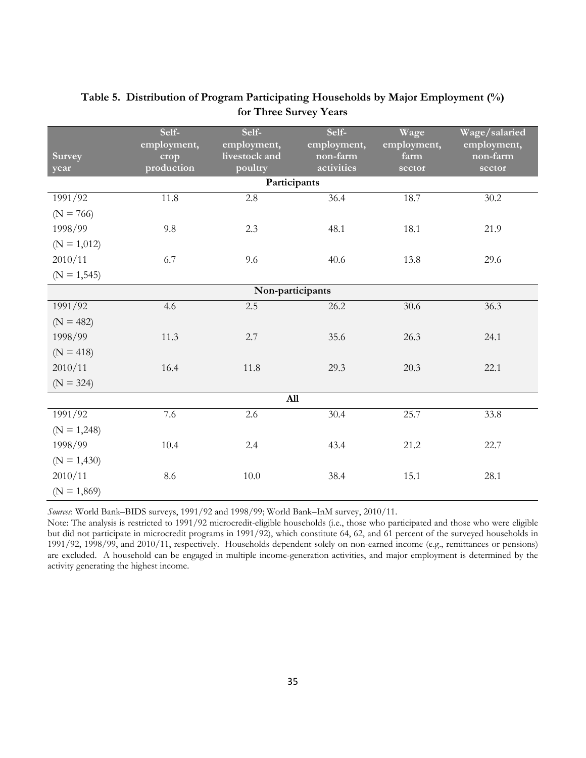**Table 5. Distribution of Program Participating Households by Major Employment (%) for Three Survey Years**

| Survey year | Self-employment, crop production | Self-employment, livestock and poultry | Self-employment, non-farm activities | Wage employment, farm sector | Wage/salaried employment, non-farm sector |
|---|---|---|---|---|---|
| **Participants** | | | | | |
| 1991/92 (N = 766) | 11.8 | 2.8 | 36.4 | 18.7 | 30.2 |
| 1998/99 (N = 1,012) | 9.8 | 2.3 | 48.1 | 18.1 | 21.9 |
| 2010/11 (N = 1,545) | 6.7 | 9.6 | 40.6 | 13.8 | 29.6 |
| **Non-participants** | | | | | |
| 1991/92 (N = 482) | 4.6 | 2.5 | 26.2 | 30.6 | 36.3 |
| 1998/99 (N = 418) | 11.3 | 2.7 | 35.6 | 26.3 | 24.1 |
| 2010/11 (N = 324) | 16.4 | 11.8 | 29.3 | 20.3 | 22.1 |
| **All** | | | | | |
| 1991/92 (N = 1,248) | 7.6 | 2.6 | 30.4 | 25.7 | 33.8 |
| 1998/99 (N = 1,430) | 10.4 | 2.4 | 43.4 | 21.2 | 22.7 |
| 2010/11 (N = 1,869) | 8.6 | 10.0 | 38.4 | 15.1 | 28.1 |

*Sources*: World Bank–BIDS surveys, 1991/92 and 1998/99; World Bank–InM survey, 2010/11.

Note: The analysis is restricted to 1991/92 microcredit-eligible households (i.e., those who participated and those who were eligible but did not participate in microcredit programs in 1991/92), which constitute 64, 62, and 61 percent of the surveyed households in 1991/92, 1998/99, and 2010/11, respectively. Households dependent solely on non-earned income (e.g., remittances or pensions) are excluded. A household can be engaged in multiple income-generation activities, and major employment is determined by the activity generating the highest income.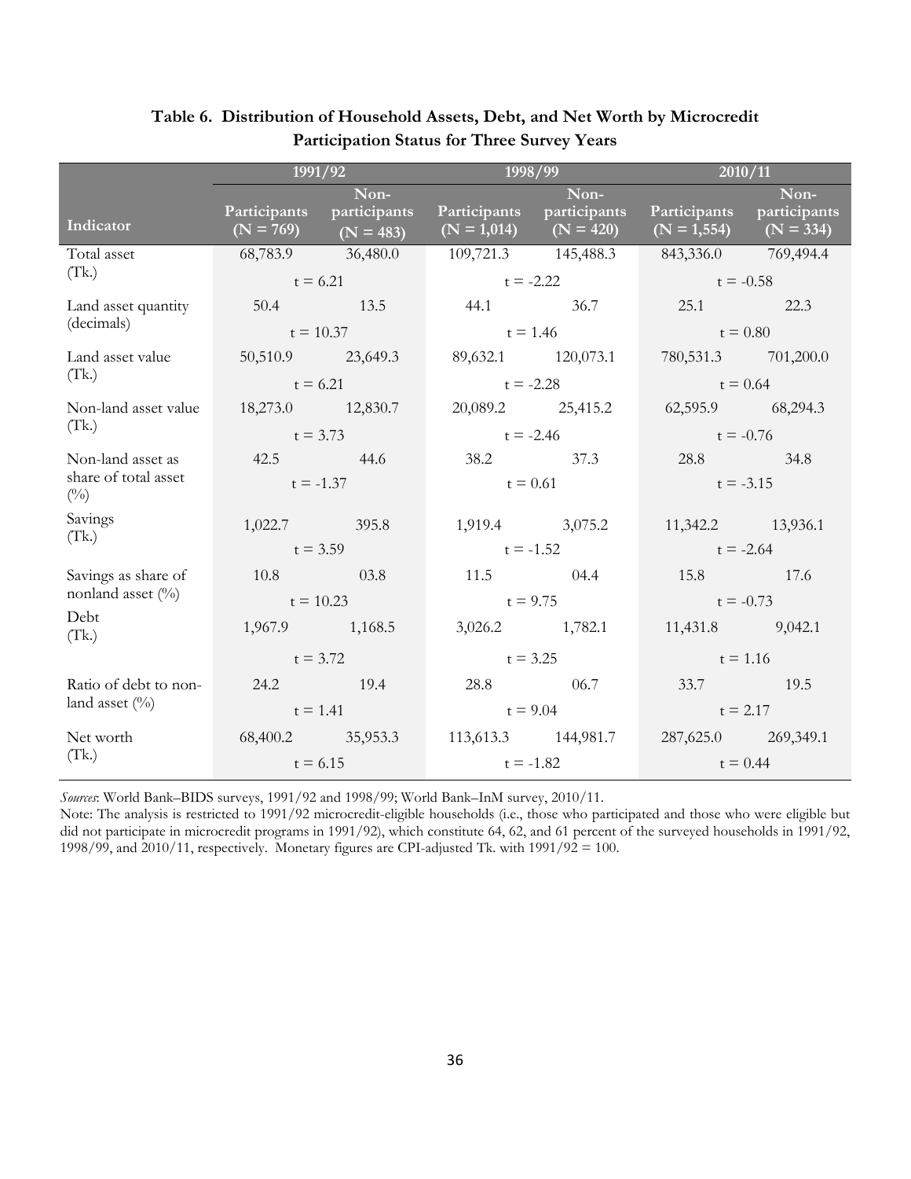**Table 6. Distribution of Household Assets, Debt, and Net Worth by Microcredit Participation Status for Three Survey Years**

| | 1991/92 | | 1998/99 | | 2010/11 | |
|---|---|---|---|---|---|---|
| Indicator | Participants (N = 769) | Non-participants (N = 483) | Participants (N = 1,014) | Non-participants (N = 420) | Participants (N = 1,554) | Non-participants (N = 334) |
| Total asset (Tk.) | 68,783.9 | 36,480.0 | 109,721.3 | 145,488.3 | 843,336.0 | 769,494.4 |
| | t = 6.21 | | t = -2.22 | | t = -0.58 | |
| Land asset quantity (decimals) | 50.4 | 13.5 | 44.1 | 36.7 | 25.1 | 22.3 |
| | t = 10.37 | | t = 1.46 | | t = 0.80 | |
| Land asset value (Tk.) | 50,510.9 | 23,649.3 | 89,632.1 | 120,073.1 | 780,531.3 | 701,200.0 |
| | t = 6.21 | | t = -2.28 | | t = 0.64 | |
| Non-land asset value (Tk.) | 18,273.0 | 12,830.7 | 20,089.2 | 25,415.2 | 62,595.9 | 68,294.3 |
| | t = 3.73 | | t = -2.46 | | t = -0.76 | |
| Non-land asset as share of total asset (%) | 42.5 | 44.6 | 38.2 | 37.3 | 28.8 | 34.8 |
| | t = -1.37 | | t = 0.61 | | t = -3.15 | |
| Savings (Tk.) | 1,022.7 | 395.8 | 1,919.4 | 3,075.2 | 11,342.2 | 13,936.1 |
| | t = 3.59 | | t = -1.52 | | t = -2.64 | |
| Savings as share of nonland asset (%) | 10.8 | 03.8 | 11.5 | 04.4 | 15.8 | 17.6 |
| | t = 10.23 | | t = 9.75 | | t = -0.73 | |
| Debt (Tk.) | 1,967.9 | 1,168.5 | 3,026.2 | 1,782.1 | 11,431.8 | 9,042.1 |
| | t = 3.72 | | t = 3.25 | | t = 1.16 | |
| Ratio of debt to non-land asset (%) | 24.2 | 19.4 | 28.8 | 06.7 | 33.7 | 19.5 |
| | t = 1.41 | | t = 9.04 | | t = 2.17 | |
| Net worth (Tk.) | 68,400.2 | 35,953.3 | 113,613.3 | 144,981.7 | 287,625.0 | 269,349.1 |
| | t = 6.15 | | t = -1.82 | | t = 0.44 | |

*Sources*: World Bank–BIDS surveys, 1991/92 and 1998/99; World Bank–InM survey, 2010/11.

Note: The analysis is restricted to 1991/92 microcredit-eligible households (i.e., those who participated and those who were eligible but did not participate in microcredit programs in 1991/92), which constitute 64, 62, and 61 percent of the surveyed households in 1991/92, 1998/99, and 2010/11, respectively. Monetary figures are CPI-adjusted Tk. with 1991/92 = 100.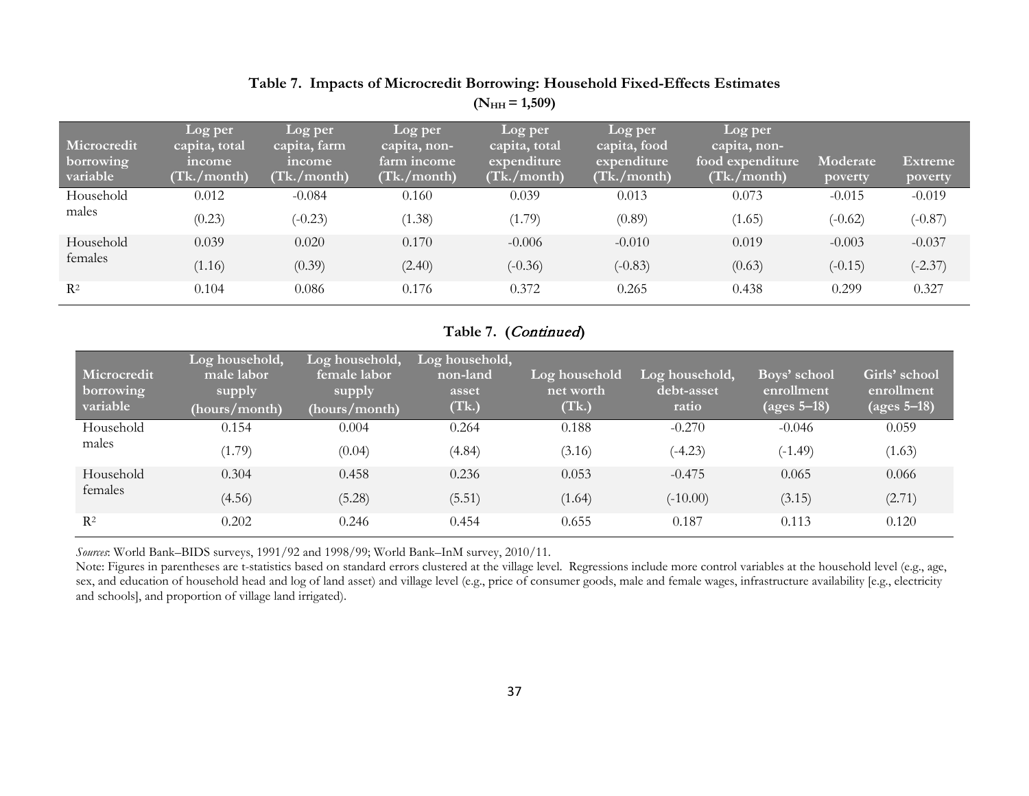**Table 7. Impacts of Microcredit Borrowing: Household Fixed-Effects Estimates**
**($N_{HH}$ = 1,509)**

| Microcredit borrowing variable | Log per capita, total income (Tk./month) | Log per capita, farm income (Tk./month) | Log per capita, non-farm income (Tk./month) | Log per capita, total expenditure (Tk./month) | Log per capita, food expenditure (Tk./month) | Log per capita, non-food expenditure (Tk./month) | Moderate poverty | Extreme poverty |
|---|---|---|---|---|---|---|---|---|
| Household males | 0.012 | -0.084 | 0.160 | 0.039 | 0.013 | 0.073 | -0.015 | -0.019 |
| | (0.23) | (-0.23) | (1.38) | (1.79) | (0.89) | (1.65) | (-0.62) | (-0.87) |
| Household females | 0.039 | 0.020 | 0.170 | -0.006 | -0.010 | 0.019 | -0.003 | -0.037 |
| | (1.16) | (0.39) | (2.40) | (-0.36) | (-0.83) | (0.63) | (-0.15) | (-2.37) |
| $R^2$ | 0.104 | 0.086 | 0.176 | 0.372 | 0.265 | 0.438 | 0.299 | 0.327 |

**Table 7. (*Continued*)**

| Microcredit borrowing variable | Log household, male labor supply (hours/month) | Log household, female labor supply (hours/month) | Log household, non-land asset (Tk.) | Log household net worth (Tk.) | Log household, debt-asset ratio | Boys' school enrollment (ages 5–18) | Girls' school enrollment (ages 5–18) |
|---|---|---|---|---|---|---|---|
| Household males | 0.154 | 0.004 | 0.264 | 0.188 | -0.270 | -0.046 | 0.059 |
| | (1.79) | (0.04) | (4.84) | (3.16) | (-4.23) | (-1.49) | (1.63) |
| Household females | 0.304 | 0.458 | 0.236 | 0.053 | -0.475 | 0.065 | 0.066 |
| | (4.56) | (5.28) | (5.51) | (1.64) | (-10.00) | (3.15) | (2.71) |
| $R^2$ | 0.202 | 0.246 | 0.454 | 0.655 | 0.187 | 0.113 | 0.120 |

*Sources*: World Bank–BIDS surveys, 1991/92 and 1998/99; World Bank–InM survey, 2010/11.

Note: Figures in parentheses are t-statistics based on standard errors clustered at the village level. Regressions include more control variables at the household level (e.g., age, sex, and education of household head and log of land asset) and village level (e.g., price of consumer goods, male and female wages, infrastructure availability [e.g., electricity and schools], and proportion of village land irrigated).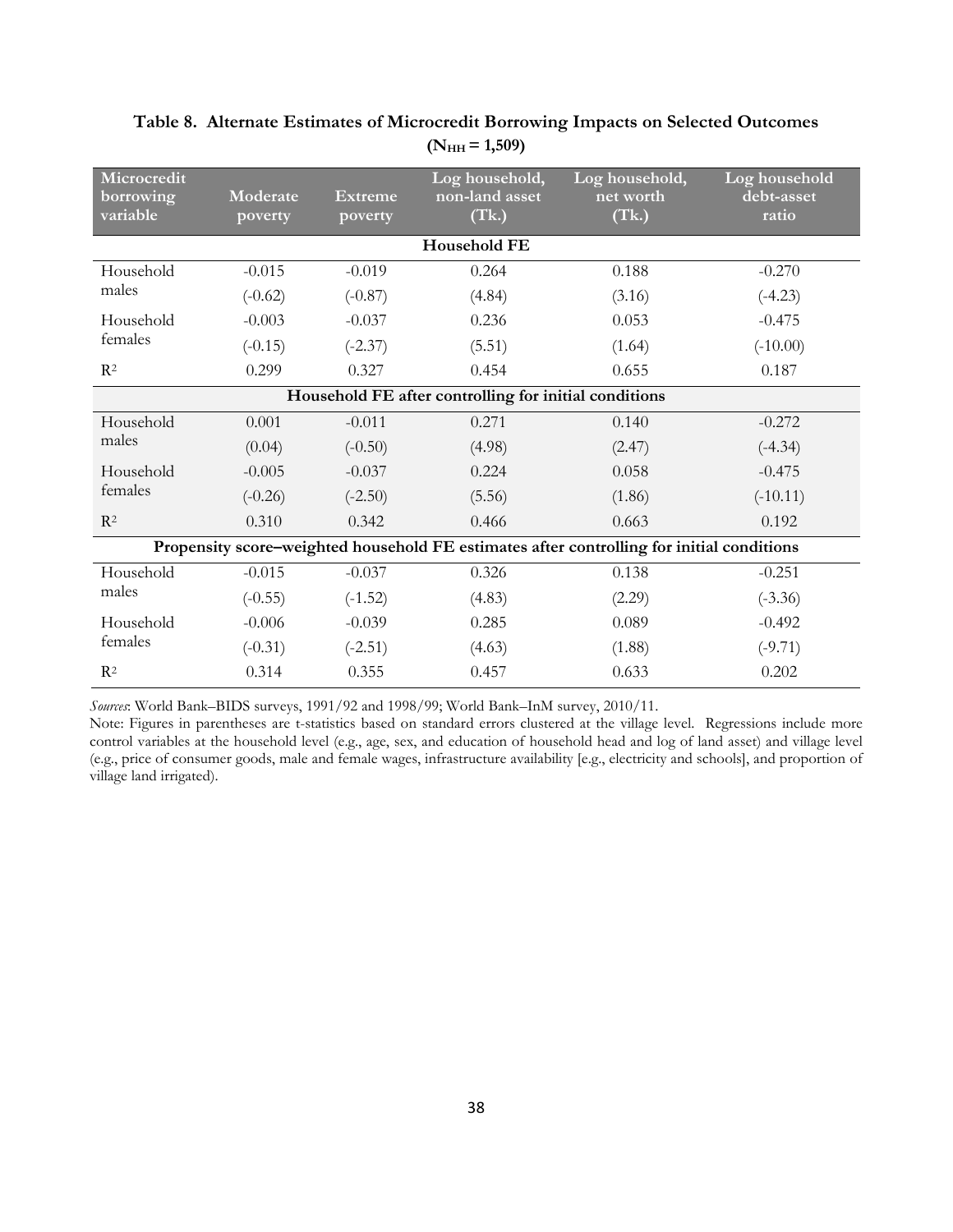**Table 8. Alternate Estimates of Microcredit Borrowing Impacts on Selected Outcomes ($N_{HH}$ = 1,509)**

| Microcredit borrowing variable | Moderate poverty | Extreme poverty | Log household, non-land asset (Tk.) | Log household, net worth (Tk.) | Log household debt-asset ratio |
|---|---|---|---|---|---|
| **Household FE** | | | | | |
| Household males | -0.015 | -0.019 | 0.264 | 0.188 | -0.270 |
| | (-0.62) | (-0.87) | (4.84) | (3.16) | (-4.23) |
| Household females | -0.003 | -0.037 | 0.236 | 0.053 | -0.475 |
| | (-0.15) | (-2.37) | (5.51) | (1.64) | (-10.00) |
| $R^2$ | 0.299 | 0.327 | 0.454 | 0.655 | 0.187 |
| **Household FE after controlling for initial conditions** | | | | | |
| Household males | 0.001 | -0.011 | 0.271 | 0.140 | -0.272 |
| | (0.04) | (-0.50) | (4.98) | (2.47) | (-4.34) |
| Household females | -0.005 | -0.037 | 0.224 | 0.058 | -0.475 |
| | (-0.26) | (-2.50) | (5.56) | (1.86) | (-10.11) |
| $R^2$ | 0.310 | 0.342 | 0.466 | 0.663 | 0.192 |
| **Propensity score–weighted household FE estimates after controlling for initial conditions** | | | | | |
| Household males | -0.015 | -0.037 | 0.326 | 0.138 | -0.251 |
| | (-0.55) | (-1.52) | (4.83) | (2.29) | (-3.36) |
| Household females | -0.006 | -0.039 | 0.285 | 0.089 | -0.492 |
| | (-0.31) | (-2.51) | (4.63) | (1.88) | (-9.71) |
| $R^2$ | 0.314 | 0.355 | 0.457 | 0.633 | 0.202 |

*Sources*: World Bank–BIDS surveys, 1991/92 and 1998/99; World Bank–InM survey, 2010/11.

Note: Figures in parentheses are t-statistics based on standard errors clustered at the village level. Regressions include more control variables at the household level (e.g., age, sex, and education of household head and log of land asset) and village level (e.g., price of consumer goods, male and female wages, infrastructure availability [e.g., electricity and schools], and proportion of village land irrigated).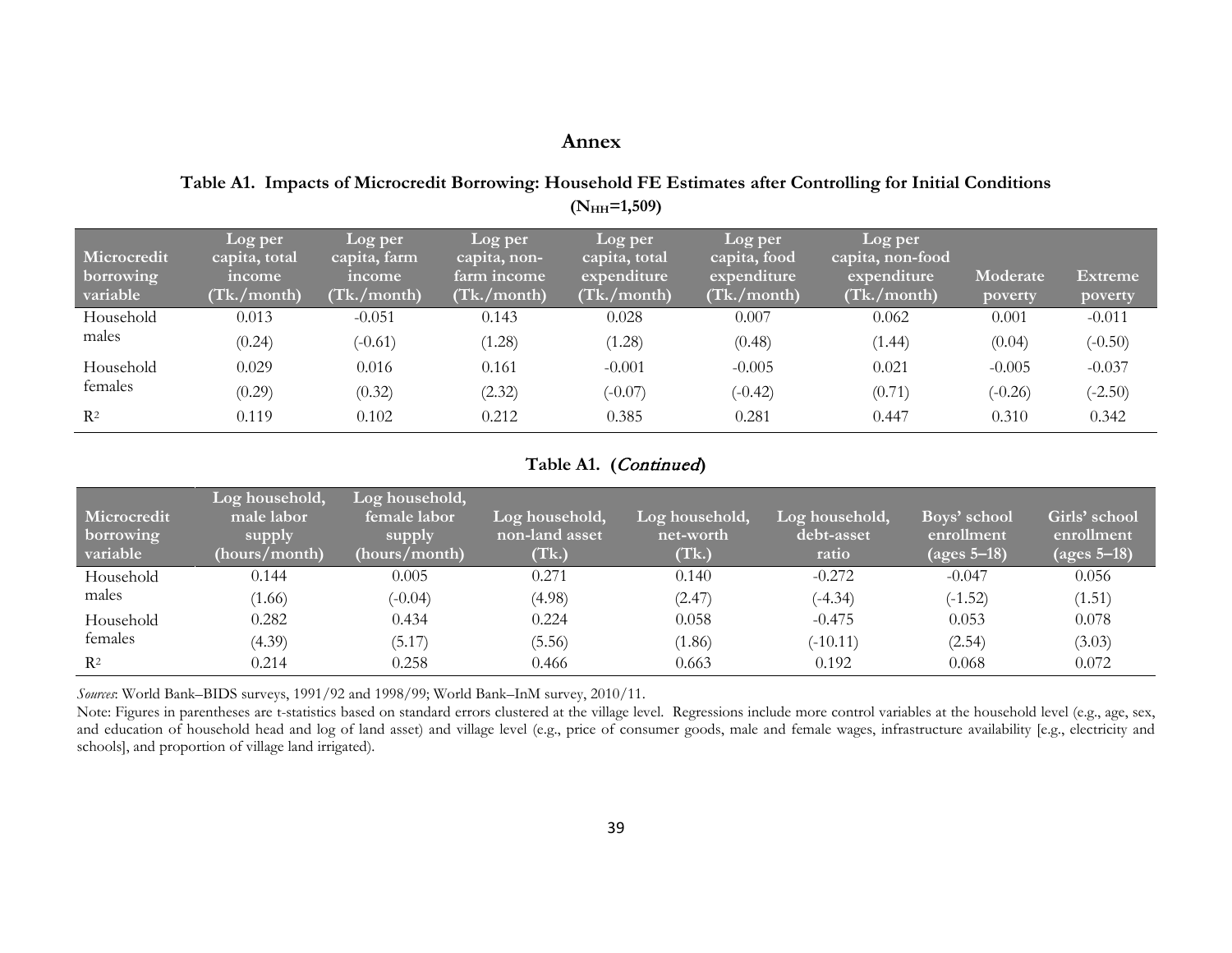# Annex

**Table A1. Impacts of Microcredit Borrowing: Household FE Estimates after Controlling for Initial Conditions ($N_{HH}$=1,509)**

| Microcredit borrowing variable | Log per capita, total income (Tk./month) | Log per capita, farm income (Tk./month) | Log per capita, non-farm income (Tk./month) | Log per capita, total expenditure (Tk./month) | Log per capita, food expenditure (Tk./month) | Log per capita, non-food expenditure (Tk./month) | Moderate poverty | Extreme poverty |
|---|---|---|---|---|---|---|---|---|
| Household males | 0.013 | -0.051 | 0.143 | 0.028 | 0.007 | 0.062 | 0.001 | -0.011 |
| | (0.24) | (-0.61) | (1.28) | (1.28) | (0.48) | (1.44) | (0.04) | (-0.50) |
| Household females | 0.029 | 0.016 | 0.161 | -0.001 | -0.005 | 0.021 | -0.005 | -0.037 |
| | (0.29) | (0.32) | (2.32) | (-0.07) | (-0.42) | (0.71) | (-0.26) | (-2.50) |
| $R^2$ | 0.119 | 0.102 | 0.212 | 0.385 | 0.281 | 0.447 | 0.310 | 0.342 |

**Table A1. (*Continued*)**

| Microcredit borrowing variable | Log household, male labor supply (hours/month) | Log household, female labor supply (hours/month) | Log household, non-land asset (Tk.) | Log household, net-worth (Tk.) | Log household, debt-asset ratio | Boys' school enrollment (ages 5–18) | Girls' school enrollment (ages 5–18) |
|---|---|---|---|---|---|---|---|
| Household males | 0.144 | 0.005 | 0.271 | 0.140 | -0.272 | -0.047 | 0.056 |
| | (1.66) | (-0.04) | (4.98) | (2.47) | (-4.34) | (-1.52) | (1.51) |
| Household females | 0.282 | 0.434 | 0.224 | 0.058 | -0.475 | 0.053 | 0.078 |
| | (4.39) | (5.17) | (5.56) | (1.86) | (-10.11) | (2.54) | (3.03) |
| $R^2$ | 0.214 | 0.258 | 0.466 | 0.663 | 0.192 | 0.068 | 0.072 |

*Sources*: World Bank–BIDS surveys, 1991/92 and 1998/99; World Bank–InM survey, 2010/11.

Note: Figures in parentheses are t-statistics based on standard errors clustered at the village level. Regressions include more control variables at the household level (e.g., age, sex, and education of household head and log of land asset) and village level (e.g., price of consumer goods, male and female wages, infrastructure availability [e.g., electricity and schools], and proportion of village land irrigated).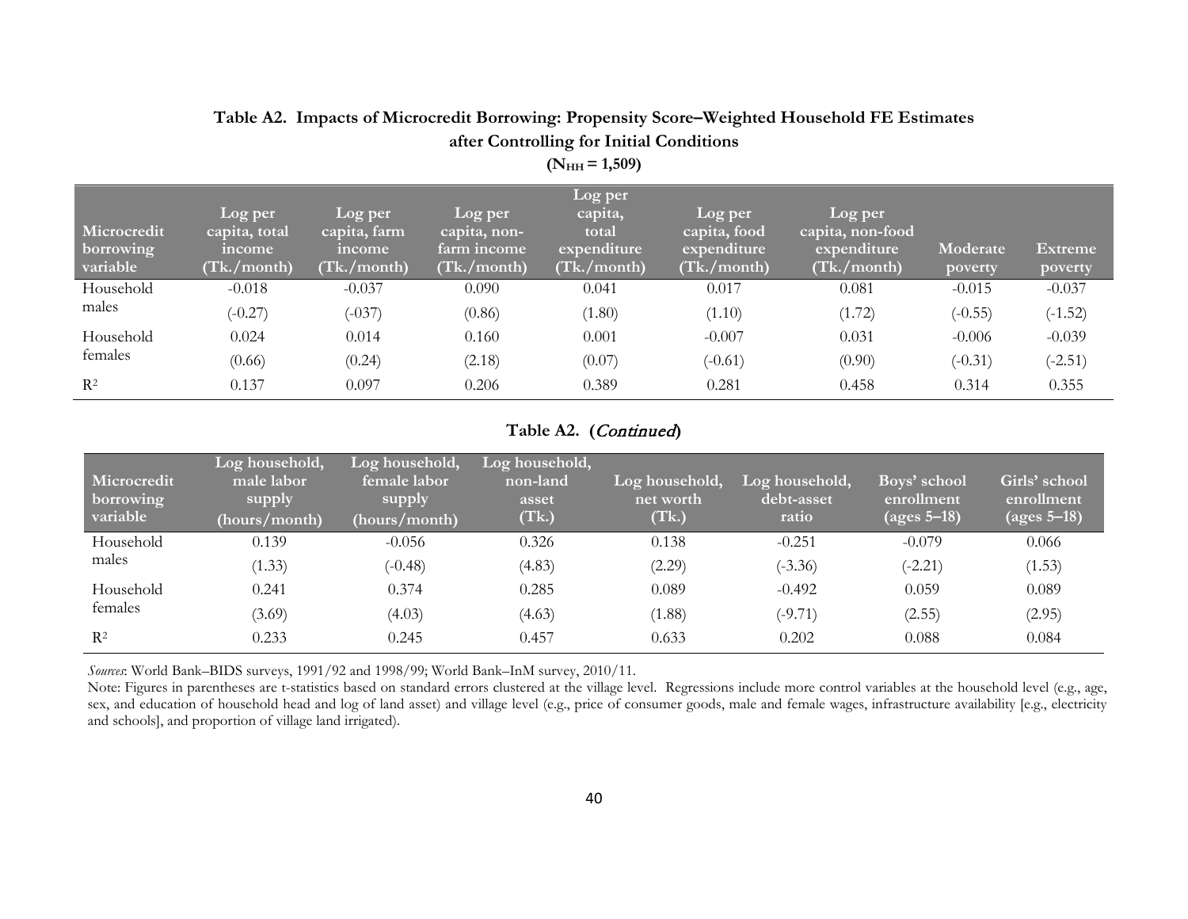**Table A2. Impacts of Microcredit Borrowing: Propensity Score–Weighted Household FE Estimates after Controlling for Initial Conditions**

**($N_{HH}$ = 1,509)**

| Microcredit borrowing variable | Log per capita, total income (Tk./month) | Log per capita, farm income (Tk./month) | Log per capita, non-farm income (Tk./month) | Log per capita, total expenditure (Tk./month) | Log per capita, food expenditure (Tk./month) | Log per capita, non-food expenditure (Tk./month) | Moderate poverty | Extreme poverty |
|---|---|---|---|---|---|---|---|---|
| Household males | -0.018 | -0.037 | 0.090 | 0.041 | 0.017 | 0.081 | -0.015 | -0.037 |
| | (-0.27) | (-037) | (0.86) | (1.80) | (1.10) | (1.72) | (-0.55) | (-1.52) |
| Household females | 0.024 | 0.014 | 0.160 | 0.001 | -0.007 | 0.031 | -0.006 | -0.039 |
| | (0.66) | (0.24) | (2.18) | (0.07) | (-0.61) | (0.90) | (-0.31) | (-2.51) |
| $R^2$ | 0.137 | 0.097 | 0.206 | 0.389 | 0.281 | 0.458 | 0.314 | 0.355 |

**Table A2. (*Continued*)**

| Microcredit borrowing variable | Log household, male labor supply (hours/month) | Log household, female labor supply (hours/month) | Log household, non-land asset (Tk.) | Log household, net worth (Tk.) | Log household, debt-asset ratio | Boys' school enrollment (ages 5–18) | Girls' school enrollment (ages 5–18) |
|---|---|---|---|---|---|---|---|
| Household males | 0.139 | -0.056 | 0.326 | 0.138 | -0.251 | -0.079 | 0.066 |
| | (1.33) | (-0.48) | (4.83) | (2.29) | (-3.36) | (-2.21) | (1.53) |
| Household females | 0.241 | 0.374 | 0.285 | 0.089 | -0.492 | 0.059 | 0.089 |
| | (3.69) | (4.03) | (4.63) | (1.88) | (-9.71) | (2.55) | (2.95) |
| $R^2$ | 0.233 | 0.245 | 0.457 | 0.633 | 0.202 | 0.088 | 0.084 |

*Sources*: World Bank–BIDS surveys, 1991/92 and 1998/99; World Bank–InM survey, 2010/11.

Note: Figures in parentheses are t-statistics based on standard errors clustered at the village level. Regressions include more control variables at the household level (e.g., age, sex, and education of household head and log of land asset) and village level (e.g., price of consumer goods, male and female wages, infrastructure availability [e.g., electricity and schools], and proportion of village land irrigated).